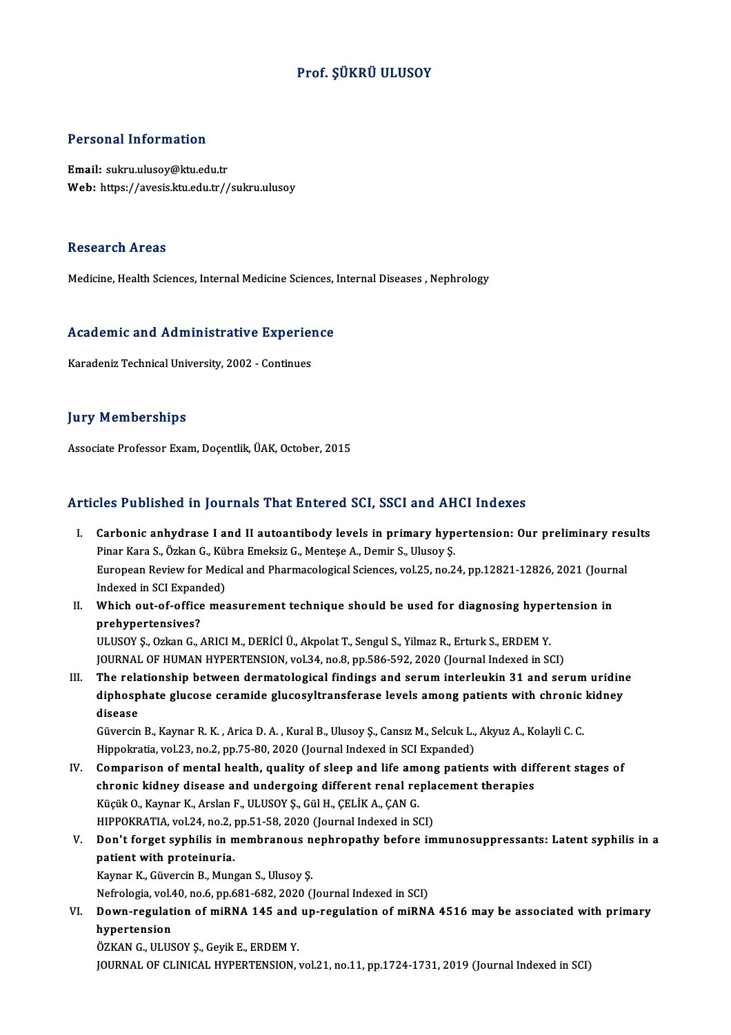# Prof. ŞÜKRÜ ULUSOY

## Personal Information

**Email:** sukru.ulusoy@ktu.edu.tr
**Web:** https://avesis.ktu.edu.tr//sukru.ulusoy

## Research Areas

Medicine, Health Sciences, Internal Medicine Sciences, Internal Diseases , Nephrology

## Academic and Administrative Experience

Karadeniz Technical University, 2002 - Continues

## Jury Memberships

Associate Professor Exam, Doçentlik, ÜAK, October, 2015

## Articles Published in Journals That Entered SCI, SSCI and AHCI Indexes

I. **Carbonic anhydrase I and II autoantibody levels in primary hypertension: Our preliminary results**
Pinar Kara S., Özkan G., Kübra Emeksiz G., Menteşe A., Demir S., Ulusoy Ş.
European Review for Medical and Pharmacological Sciences, vol.25, no.24, pp.12821-12826, 2021 (Journal Indexed in SCI Expanded)

II. **Which out-of-office measurement technique should be used for diagnosing hypertension in prehypertensives?**
ULUSOY Ş., Ozkan G., ARICI M., DERİCİ Ü., Akpolat T., Sengul S., Yilmaz R., Erturk S., ERDEM Y.
JOURNAL OF HUMAN HYPERTENSION, vol.34, no.8, pp.586-592, 2020 (Journal Indexed in SCI)

III. **The relationship between dermatological findings and serum interleukin 31 and serum uridine diphosphate glucose ceramide glucosyltransferase levels among patients with chronic kidney disease**
Güvercin B., Kaynar R. K. , Arica D. A. , Kural B., Ulusoy Ş., Cansız M., Selcuk L., Akyuz A., Kolayli C. C.
Hippokratia, vol.23, no.2, pp.75-80, 2020 (Journal Indexed in SCI Expanded)

IV. **Comparison of mental health, quality of sleep and life among patients with different stages of chronic kidney disease and undergoing different renal replacement therapies**
Küçük O., Kaynar K., Arslan F., ULUSOY Ş., Gül H., ÇELİK A., ÇAN G.
HIPPOKRATIA, vol.24, no.2, pp.51-58, 2020 (Journal Indexed in SCI)

V. **Don't forget syphilis in membranous nephropathy before immunosuppressants: Latent syphilis in a patient with proteinuria.**
Kaynar K., Güvercin B., Mungan S., Ulusoy Ş.
Nefrologia, vol.40, no.6, pp.681-682, 2020 (Journal Indexed in SCI)

VI. **Down-regulation of miRNA 145 and up-regulation of miRNA 4516 may be associated with primary hypertension**
ÖZKAN G., ULUSOY Ş., Geyik E., ERDEM Y.
JOURNAL OF CLINICAL HYPERTENSION, vol.21, no.11, pp.1724-1731, 2019 (Journal Indexed in SCI)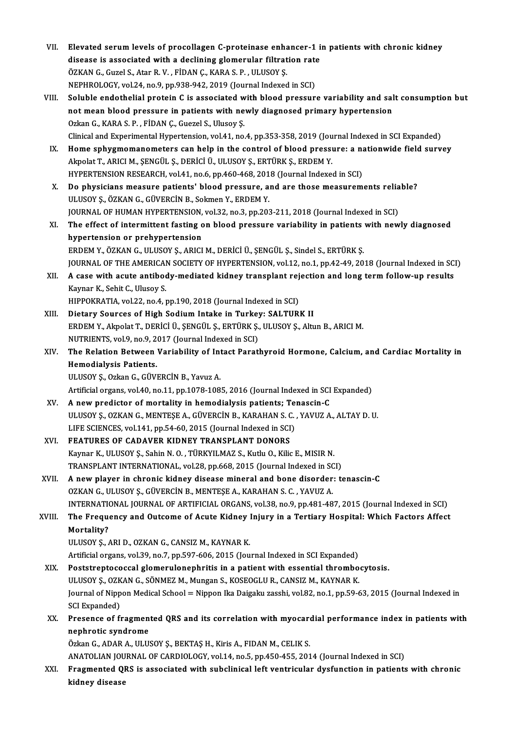VII. **Elevated serum levels of procollagen C-proteinase enhancer-1 in patients with chronic kidney disease is associated with a declining glomerular filtration rate**
ÖZKAN G., Guzel S., Atar R. V. , FİDAN Ç., KARA S. P. , ULUSOY Ş.
NEPHROLOGY, vol.24, no.9, pp.938-942, 2019 (Journal Indexed in SCI)

VIII. **Soluble endothelial protein C is associated with blood pressure variability and salt consumption but not mean blood pressure in patients with newly diagnosed primary hypertension**
Ozkan G., KARA S. P. , FİDAN Ç., Guezel S., Ulusoy Ş.
Clinical and Experimental Hypertension, vol.41, no.4, pp.353-358, 2019 (Journal Indexed in SCI Expanded)

IX. **Home sphygmomanometers can help in the control of blood pressure: a nationwide field survey**
Akpolat T., ARICI M., ŞENGÜL Ş., DERİCİ Ü., ULUSOY Ş., ERTÜRK Ş., ERDEM Y.
HYPERTENSION RESEARCH, vol.41, no.6, pp.460-468, 2018 (Journal Indexed in SCI)

X. **Do physicians measure patients' blood pressure, and are those measurements reliable?**
ULUSOY Ş., ÖZKAN G., GÜVERCİN B., Sokmen Y., ERDEM Y.
JOURNAL OF HUMAN HYPERTENSION, vol.32, no.3, pp.203-211, 2018 (Journal Indexed in SCI)

XI. **The effect of intermittent fasting on blood pressure variability in patients with newly diagnosed hypertension or prehypertension**
ERDEM Y., ÖZKAN G., ULUSOY Ş., ARICI M., DERİCİ Ü., ŞENGÜL Ş., Sindel S., ERTÜRK Ş.
JOURNAL OF THE AMERICAN SOCIETY OF HYPERTENSION, vol.12, no.1, pp.42-49, 2018 (Journal Indexed in SCI)

XII. **A case with acute antibody-mediated kidney transplant rejection and long term follow-up results**
Kaynar K., Sehit C., Ulusoy S.
HIPPOKRATIA, vol.22, no.4, pp.190, 2018 (Journal Indexed in SCI)

XIII. **Dietary Sources of High Sodium Intake in Turkey: SALTURK II**
ERDEM Y., Akpolat T., DERİCİ Ü., ŞENGÜL Ş., ERTÜRK Ş., ULUSOY Ş., Altun B., ARICI M.
NUTRIENTS, vol.9, no.9, 2017 (Journal Indexed in SCI)

XIV. **The Relation Between Variability of Intact Parathyroid Hormone, Calcium, and Cardiac Mortality in Hemodialysis Patients.**
ULUSOY Ş., Ozkan G., GÜVERCİN B., Yavuz A.
Artificial organs, vol.40, no.11, pp.1078-1085, 2016 (Journal Indexed in SCI Expanded)

XV. **A new predictor of mortality in hemodialysis patients; Tenascin-C**
ULUSOY Ş., OZKAN G., MENTEŞE A., GÜVERCİN B., KARAHAN S. C. , YAVUZ A., ALTAY D. U.
LIFE SCIENCES, vol.141, pp.54-60, 2015 (Journal Indexed in SCI)

XVI. **FEATURES OF CADAVER KIDNEY TRANSPLANT DONORS**
Kaynar K., ULUSOY Ş., Sahin N. O. , TÜRKYILMAZ S., Kutlu O., Kilic E., MISIR N.
TRANSPLANT INTERNATIONAL, vol.28, pp.668, 2015 (Journal Indexed in SCI)

XVII. **A new player in chronic kidney disease mineral and bone disorder: tenascin-C**
OZKAN G., ULUSOY Ş., GÜVERCİN B., MENTEŞE A., KARAHAN S. C. , YAVUZ A.
INTERNATIONAL JOURNAL OF ARTIFICIAL ORGANS, vol.38, no.9, pp.481-487, 2015 (Journal Indexed in SCI)

XVIII. **The Frequency and Outcome of Acute Kidney Injury in a Tertiary Hospital: Which Factors Affect Mortality?**
ULUSOY Ş., ARI D., OZKAN G., CANSIZ M., KAYNAR K.
Artificial organs, vol.39, no.7, pp.597-606, 2015 (Journal Indexed in SCI Expanded)

XIX. **Poststreptococcal glomerulonephritis in a patient with essential thrombocytosis.**
ULUSOY Ş., OZKAN G., SÖNMEZ M., Mungan S., KOSEOGLU R., CANSIZ M., KAYNAR K.
Journal of Nippon Medical School = Nippon Ika Daigaku zasshi, vol.82, no.1, pp.59-63, 2015 (Journal Indexed in SCI Expanded)

XX. **Presence of fragmented QRS and its correlation with myocardial performance index in patients with nephrotic syndrome**
Özkan G., ADAR A., ULUSOY Ş., BEKTAŞ H., Kiris A., FIDAN M., CELIK S.
ANATOLIAN JOURNAL OF CARDIOLOGY, vol.14, no.5, pp.450-455, 2014 (Journal Indexed in SCI)

XXI. **Fragmented QRS is associated with subclinical left ventricular dysfunction in patients with chronic kidney disease**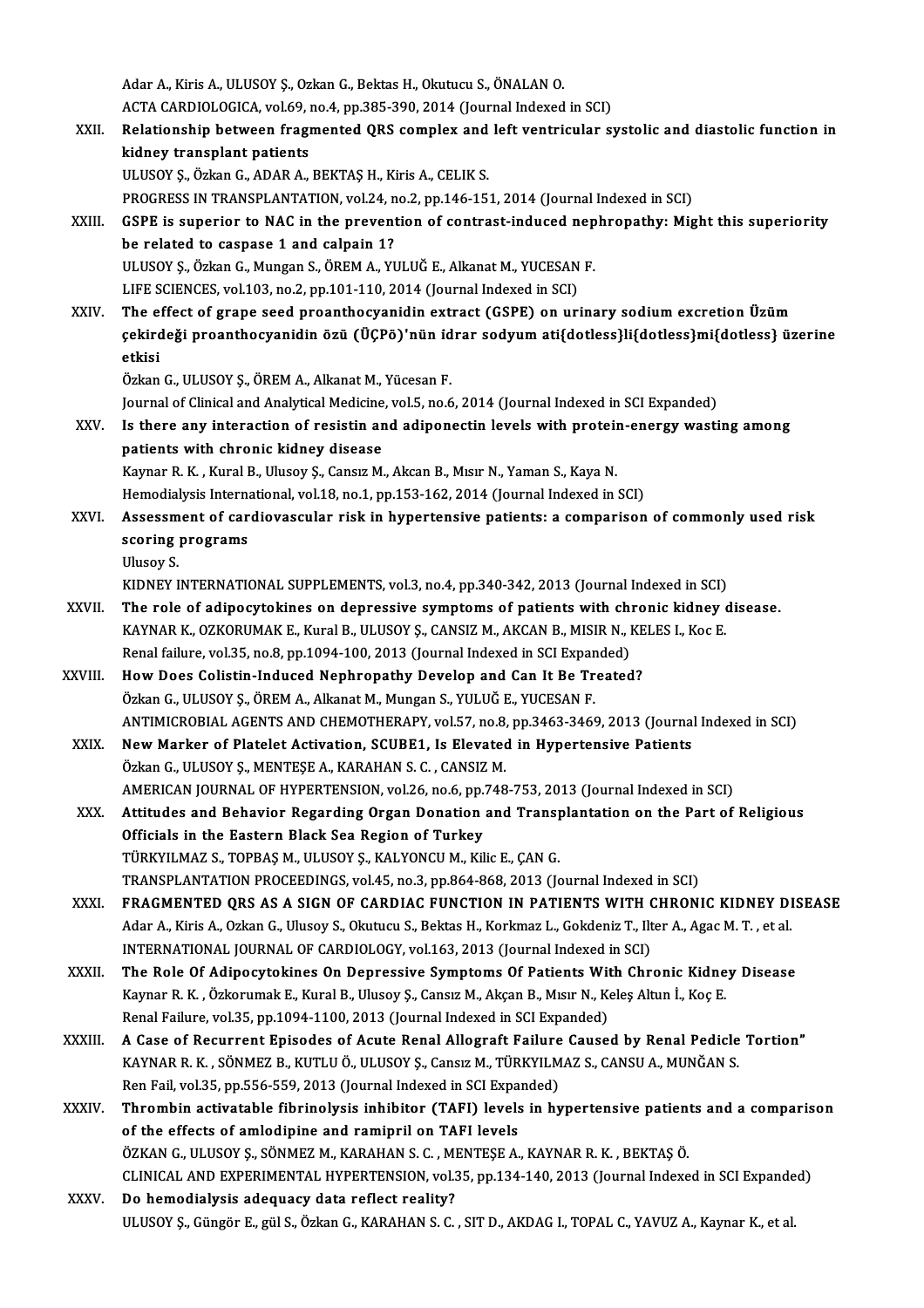Adar A., Kiris A., ULUSOY Ş., Ozkan G., Bektas H., Okutucu S., ÖNALAN O.
ACTA CARDIOLOGICA, vol.69, no.4, pp.385-390, 2014 (Journal Indexed in SCI)

XXII. **Relationship between fragmented QRS complex and left ventricular systolic and diastolic function in kidney transplant patients**
ULUSOY Ş., Özkan G., ADAR A., BEKTAŞ H., Kiris A., CELIK S.
PROGRESS IN TRANSPLANTATION, vol.24, no.2, pp.146-151, 2014 (Journal Indexed in SCI)

XXIII. **GSPE is superior to NAC in the prevention of contrast-induced nephropathy: Might this superiority be related to caspase 1 and calpain 1?**
ULUSOY Ş., Özkan G., Mungan S., ÖREM A., YULUĞ E., Alkanat M., YUCESAN F.
LIFE SCIENCES, vol.103, no.2, pp.101-110, 2014 (Journal Indexed in SCI)

XXIV. **The effect of grape seed proanthocyanidin extract (GSPE) on urinary sodium excretion Üzüm çekirdeği proanthocyanidin özü (ÜÇPÖ)'nün idrar sodyum ati{dotless}li{dotless}mi{dotless} üzerine etkisi**
Özkan G., ULUSOY Ş., ÖREM A., Alkanat M., Yücesan F.
Journal of Clinical and Analytical Medicine, vol.5, no.6, 2014 (Journal Indexed in SCI Expanded)

XXV. **Is there any interaction of resistin and adiponectin levels with protein-energy wasting among patients with chronic kidney disease**
Kaynar R. K. , Kural B., Ulusoy Ş., Cansız M., Akcan B., Mısır N., Yaman S., Kaya N.
Hemodialysis International, vol.18, no.1, pp.153-162, 2014 (Journal Indexed in SCI)

XXVI. **Assessment of cardiovascular risk in hypertensive patients: a comparison of commonly used risk scoring programs**
Ulusoy S.
KIDNEY INTERNATIONAL SUPPLEMENTS, vol.3, no.4, pp.340-342, 2013 (Journal Indexed in SCI)

XXVII. **The role of adipocytokines on depressive symptoms of patients with chronic kidney disease.**
KAYNAR K., OZKORUMAK E., Kural B., ULUSOY Ş., CANSIZ M., AKCAN B., MISIR N., KELES I., Koc E.
Renal failure, vol.35, no.8, pp.1094-100, 2013 (Journal Indexed in SCI Expanded)

XXVIII. **How Does Colistin-Induced Nephropathy Develop and Can It Be Treated?**
Özkan G., ULUSOY Ş., ÖREM A., Alkanat M., Mungan S., YULUĞ E., YUCESAN F.
ANTIMICROBIAL AGENTS AND CHEMOTHERAPY, vol.57, no.8, pp.3463-3469, 2013 (Journal Indexed in SCI)

XXIX. **New Marker of Platelet Activation, SCUBE1, Is Elevated in Hypertensive Patients**
Özkan G., ULUSOY Ş., MENTEŞE A., KARAHAN S. C. , CANSIZ M.
AMERICAN JOURNAL OF HYPERTENSION, vol.26, no.6, pp.748-753, 2013 (Journal Indexed in SCI)

XXX. **Attitudes and Behavior Regarding Organ Donation and Transplantation on the Part of Religious Officials in the Eastern Black Sea Region of Turkey**
TÜRKYILMAZ S., TOPBAŞ M., ULUSOY Ş., KALYONCU M., Kilic E., ÇAN G.
TRANSPLANTATION PROCEEDINGS, vol.45, no.3, pp.864-868, 2013 (Journal Indexed in SCI)

XXXI. **FRAGMENTED QRS AS A SIGN OF CARDIAC FUNCTION IN PATIENTS WITH CHRONIC KIDNEY DISEASE**
Adar A., Kiris A., Ozkan G., Ulusoy S., Okutucu S., Bektas H., Korkmaz L., Gokdeniz T., Ilter A., Agac M. T. , et al.
INTERNATIONAL JOURNAL OF CARDIOLOGY, vol.163, 2013 (Journal Indexed in SCI)

XXXII. **The Role Of Adipocytokines On Depressive Symptoms Of Patients With Chronic Kidney Disease**
Kaynar R. K. , Özkorumak E., Kural B., Ulusoy Ş., Cansız M., Akçan B., Mısır N., Keleş Altun İ., Koç E.
Renal Failure, vol.35, pp.1094-1100, 2013 (Journal Indexed in SCI Expanded)

XXXIII. **A Case of Recurrent Episodes of Acute Renal Allograft Failure Caused by Renal Pedicle Tortion"**
KAYNAR R. K. , SÖNMEZ B., KUTLU Ö., ULUSOY Ş., Cansız M., TÜRKYILMAZ S., CANSU A., MUNĞAN S.
Ren Fail, vol.35, pp.556-559, 2013 (Journal Indexed in SCI Expanded)

XXXIV. **Thrombin activatable fibrinolysis inhibitor (TAFI) levels in hypertensive patients and a comparison of the effects of amlodipine and ramipril on TAFI levels**
ÖZKAN G., ULUSOY Ş., SÖNMEZ M., KARAHAN S. C. , MENTEŞE A., KAYNAR R. K. , BEKTAŞ Ö.
CLINICAL AND EXPERIMENTAL HYPERTENSION, vol.35, pp.134-140, 2013 (Journal Indexed in SCI Expanded)

XXXV. **Do hemodialysis adequacy data reflect reality?**
ULUSOY Ş., Güngör E., gül S., Özkan G., KARAHAN S. C. , SIT D., AKDAG I., TOPAL C., YAVUZ A., Kaynar K., et al.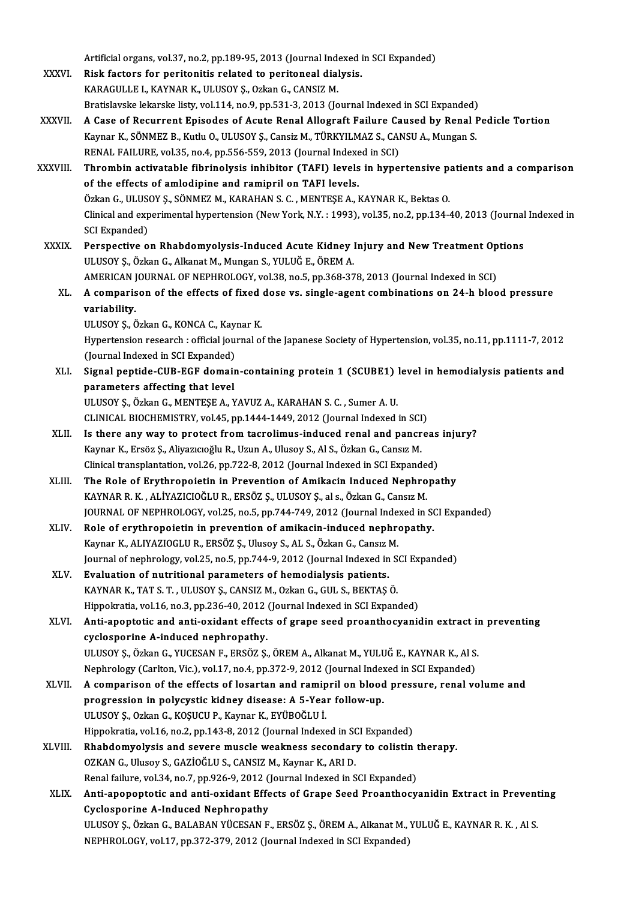Artificial organs, vol.37, no.2, pp.189-95, 2013 (Journal Indexed in SCI Expanded)

XXXVI. **Risk factors for peritonitis related to peritoneal dialysis.**
KARAGULLE I., KAYNAR K., ULUSOY Ş., Ozkan G., CANSIZ M.
Bratislavske lekarske listy, vol.114, no.9, pp.531-3, 2013 (Journal Indexed in SCI Expanded)

XXXVII. **A Case of Recurrent Episodes of Acute Renal Allograft Failure Caused by Renal Pedicle Tortion**
Kaynar K., SÖNMEZ B., Kutlu O., ULUSOY Ş., Cansiz M., TÜRKYILMAZ S., CANSU A., Mungan S.
RENAL FAILURE, vol.35, no.4, pp.556-559, 2013 (Journal Indexed in SCI)

XXXVIII. **Thrombin activatable fibrinolysis inhibitor (TAFI) levels in hypertensive patients and a comparison of the effects of amlodipine and ramipril on TAFI levels.**
Özkan G., ULUSOY Ş., SÖNMEZ M., KARAHAN S. C. , MENTEŞE A., KAYNAR K., Bektas O.
Clinical and experimental hypertension (New York, N.Y. : 1993), vol.35, no.2, pp.134-40, 2013 (Journal Indexed in SCI Expanded)

XXXIX. **Perspective on Rhabdomyolysis-Induced Acute Kidney Injury and New Treatment Options**
ULUSOY Ş., Özkan G., Alkanat M., Mungan S., YULUĞ E., ÖREM A.
AMERICAN JOURNAL OF NEPHROLOGY, vol.38, no.5, pp.368-378, 2013 (Journal Indexed in SCI)

XL. **A comparison of the effects of fixed dose vs. single-agent combinations on 24-h blood pressure variability.**
ULUSOY Ş., Özkan G., KONCA C., Kaynar K.
Hypertension research : official journal of the Japanese Society of Hypertension, vol.35, no.11, pp.1111-7, 2012 (Journal Indexed in SCI Expanded)

XLI. **Signal peptide-CUB-EGF domain-containing protein 1 (SCUBE1) level in hemodialysis patients and parameters affecting that level**
ULUSOY Ş., Özkan G., MENTEŞE A., YAVUZ A., KARAHAN S. C. , Sumer A. U.
CLINICAL BIOCHEMISTRY, vol.45, pp.1444-1449, 2012 (Journal Indexed in SCI)

XLII. **Is there any way to protect from tacrolimus-induced renal and pancreas injury?**
Kaynar K., Ersöz Ş., Aliyazıcıoğlu R., Uzun A., Ulusoy S., Al S., Özkan G., Cansız M.
Clinical transplantation, vol.26, pp.722-8, 2012 (Journal Indexed in SCI Expanded)

XLIII. **The Role of Erythropoietin in Prevention of Amikacin Induced Nephropathy**
KAYNAR R. K. , ALİYAZICIOĞLU R., ERSÖZ Ş., ULUSOY Ş., al s., Özkan G., Cansız M.
JOURNAL OF NEPHROLOGY, vol.25, no.5, pp.744-749, 2012 (Journal Indexed in SCI Expanded)

XLIV. **Role of erythropoietin in prevention of amikacin-induced nephropathy.**
Kaynar K., ALIYAZIOGLU R., ERSÖZ Ş., Ulusoy S., AL S., Özkan G., Cansız M.
Journal of nephrology, vol.25, no.5, pp.744-9, 2012 (Journal Indexed in SCI Expanded)

XLV. **Evaluation of nutritional parameters of hemodialysis patients.**
KAYNAR K., TAT S. T. , ULUSOY Ş., CANSIZ M., Ozkan G., GUL S., BEKTAŞ Ö.
Hippokratia, vol.16, no.3, pp.236-40, 2012 (Journal Indexed in SCI Expanded)

XLVI. **Anti-apoptotic and anti-oxidant effects of grape seed proanthocyanidin extract in preventing cyclosporine A-induced nephropathy.**
ULUSOY Ş., Özkan G., YUCESAN F., ERSÖZ Ş., ÖREM A., Alkanat M., YULUĞ E., KAYNAR K., Al S.
Nephrology (Carlton, Vic.), vol.17, no.4, pp.372-9, 2012 (Journal Indexed in SCI Expanded)

XLVII. **A comparison of the effects of losartan and ramipril on blood pressure, renal volume and progression in polycystic kidney disease: A 5-Year follow-up.**
ULUSOY Ş., Ozkan G., KOŞUCU P., Kaynar K., EYÜBOĞLU İ.
Hippokratia, vol.16, no.2, pp.143-8, 2012 (Journal Indexed in SCI Expanded)

XLVIII. **Rhabdomyolysis and severe muscle weakness secondary to colistin therapy.**
OZKAN G., Ulusoy S., GAZİOĞLU S., CANSIZ M., Kaynar K., ARI D.
Renal failure, vol.34, no.7, pp.926-9, 2012 (Journal Indexed in SCI Expanded)

XLIX. **Anti-apopoptotic and anti-oxidant Effects of Grape Seed Proanthocyanidin Extract in Preventing Cyclosporine A-Induced Nephropathy**
ULUSOY Ş., Özkan G., BALABAN YÜCESAN F., ERSÖZ Ş., ÖREM A., Alkanat M., YULUĞ E., KAYNAR R. K. , Al S.
NEPHROLOGY, vol.17, pp.372-379, 2012 (Journal Indexed in SCI Expanded)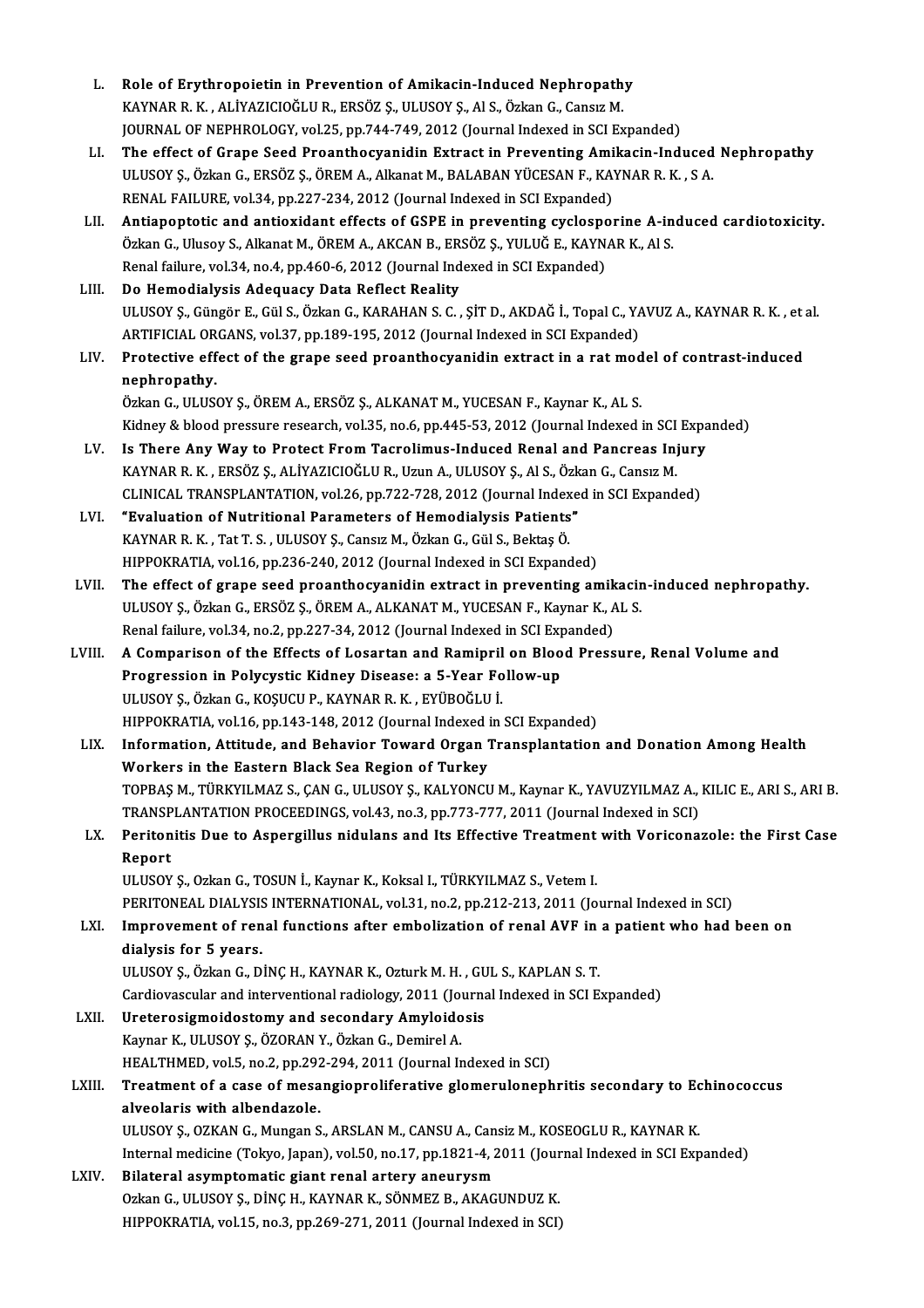L. **Role of Erythropoietin in Prevention of Amikacin-Induced Nephropathy**
KAYNAR R. K. , ALİYAZICIOĞLU R., ERSÖZ Ş., ULUSOY Ş., Al S., Özkan G., Cansız M.
JOURNAL OF NEPHROLOGY, vol.25, pp.744-749, 2012 (Journal Indexed in SCI Expanded)

LI. **The effect of Grape Seed Proanthocyanidin Extract in Preventing Amikacin-Induced Nephropathy**
ULUSOY Ş., Özkan G., ERSÖZ Ş., ÖREM A., Alkanat M., BALABAN YÜCESAN F., KAYNAR R. K. , S A.
RENAL FAILURE, vol.34, pp.227-234, 2012 (Journal Indexed in SCI Expanded)

LII. **Antiapoptotic and antioxidant effects of GSPE in preventing cyclosporine A-induced cardiotoxicity.**
Özkan G., Ulusoy S., Alkanat M., ÖREM A., AKCAN B., ERSÖZ Ş., YULUĞ E., KAYNAR K., Al S.
Renal failure, vol.34, no.4, pp.460-6, 2012 (Journal Indexed in SCI Expanded)

LIII. **Do Hemodialysis Adequacy Data Reflect Reality**
ULUSOY Ş., Güngör E., Gül S., Özkan G., KARAHAN S. C. , ŞİT D., AKDAĞ İ., Topal C., YAVUZ A., KAYNAR R. K. , et al.
ARTIFICIAL ORGANS, vol.37, pp.189-195, 2012 (Journal Indexed in SCI Expanded)

LIV. **Protective effect of the grape seed proanthocyanidin extract in a rat model of contrast-induced nephropathy.**
Özkan G., ULUSOY Ş., ÖREM A., ERSÖZ Ş., ALKANAT M., YUCESAN F., Kaynar K., AL S.
Kidney & blood pressure research, vol.35, no.6, pp.445-53, 2012 (Journal Indexed in SCI Expanded)

LV. **Is There Any Way to Protect From Tacrolimus-Induced Renal and Pancreas Injury**
KAYNAR R. K. , ERSÖZ Ş., ALİYAZICIOĞLU R., Uzun A., ULUSOY Ş., Al S., Özkan G., Cansız M.
CLINICAL TRANSPLANTATION, vol.26, pp.722-728, 2012 (Journal Indexed in SCI Expanded)

LVI. **"Evaluation of Nutritional Parameters of Hemodialysis Patients"**
KAYNAR R. K. , Tat T. S. , ULUSOY Ş., Cansız M., Özkan G., Gül S., Bektaş Ö.
HIPPOKRATIA, vol.16, pp.236-240, 2012 (Journal Indexed in SCI Expanded)

LVII. **The effect of grape seed proanthocyanidin extract in preventing amikacin-induced nephropathy.**
ULUSOY Ş., Özkan G., ERSÖZ Ş., ÖREM A., ALKANAT M., YUCESAN F., Kaynar K., AL S.
Renal failure, vol.34, no.2, pp.227-34, 2012 (Journal Indexed in SCI Expanded)

LVIII. **A Comparison of the Effects of Losartan and Ramipril on Blood Pressure, Renal Volume and Progression in Polycystic Kidney Disease: a 5-Year Follow-up**
ULUSOY Ş., Özkan G., KOŞUCU P., KAYNAR R. K. , EYÜBOĞLU İ.
HIPPOKRATIA, vol.16, pp.143-148, 2012 (Journal Indexed in SCI Expanded)

LIX. **Information, Attitude, and Behavior Toward Organ Transplantation and Donation Among Health Workers in the Eastern Black Sea Region of Turkey**
TOPBAŞ M., TÜRKYILMAZ S., ÇAN G., ULUSOY Ş., KALYONCU M., Kaynar K., YAVUZYILMAZ A., KILIC E., ARI S., ARI B.
TRANSPLANTATION PROCEEDINGS, vol.43, no.3, pp.773-777, 2011 (Journal Indexed in SCI)

LX. **Peritonitis Due to Aspergillus nidulans and Its Effective Treatment with Voriconazole: the First Case Report**
ULUSOY Ş., Ozkan G., TOSUN İ., Kaynar K., Koksal I., TÜRKYILMAZ S., Vetem I.
PERITONEAL DIALYSIS INTERNATIONAL, vol.31, no.2, pp.212-213, 2011 (Journal Indexed in SCI)

LXI. **Improvement of renal functions after embolization of renal AVF in a patient who had been on dialysis for 5 years.**
ULUSOY Ş., Özkan G., DİNÇ H., KAYNAR K., Ozturk M. H. , GUL S., KAPLAN S. T.
Cardiovascular and interventional radiology, 2011 (Journal Indexed in SCI Expanded)

LXII. **Ureterosigmoidostomy and secondary Amyloidosis**
Kaynar K., ULUSOY Ş., ÖZORAN Y., Özkan G., Demirel A.
HEALTHMED, vol.5, no.2, pp.292-294, 2011 (Journal Indexed in SCI)

LXIII. **Treatment of a case of mesangioproliferative glomerulonephritis secondary to Echinococcus alveolaris with albendazole.**
ULUSOY Ş., OZKAN G., Mungan S., ARSLAN M., CANSU A., Cansiz M., KOSEOGLU R., KAYNAR K.
Internal medicine (Tokyo, Japan), vol.50, no.17, pp.1821-4, 2011 (Journal Indexed in SCI Expanded)

LXIV. **Bilateral asymptomatic giant renal artery aneurysm**
Ozkan G., ULUSOY Ş., DİNÇ H., KAYNAR K., SÖNMEZ B., AKAGUNDUZ K.
HIPPOKRATIA, vol.15, no.3, pp.269-271, 2011 (Journal Indexed in SCI)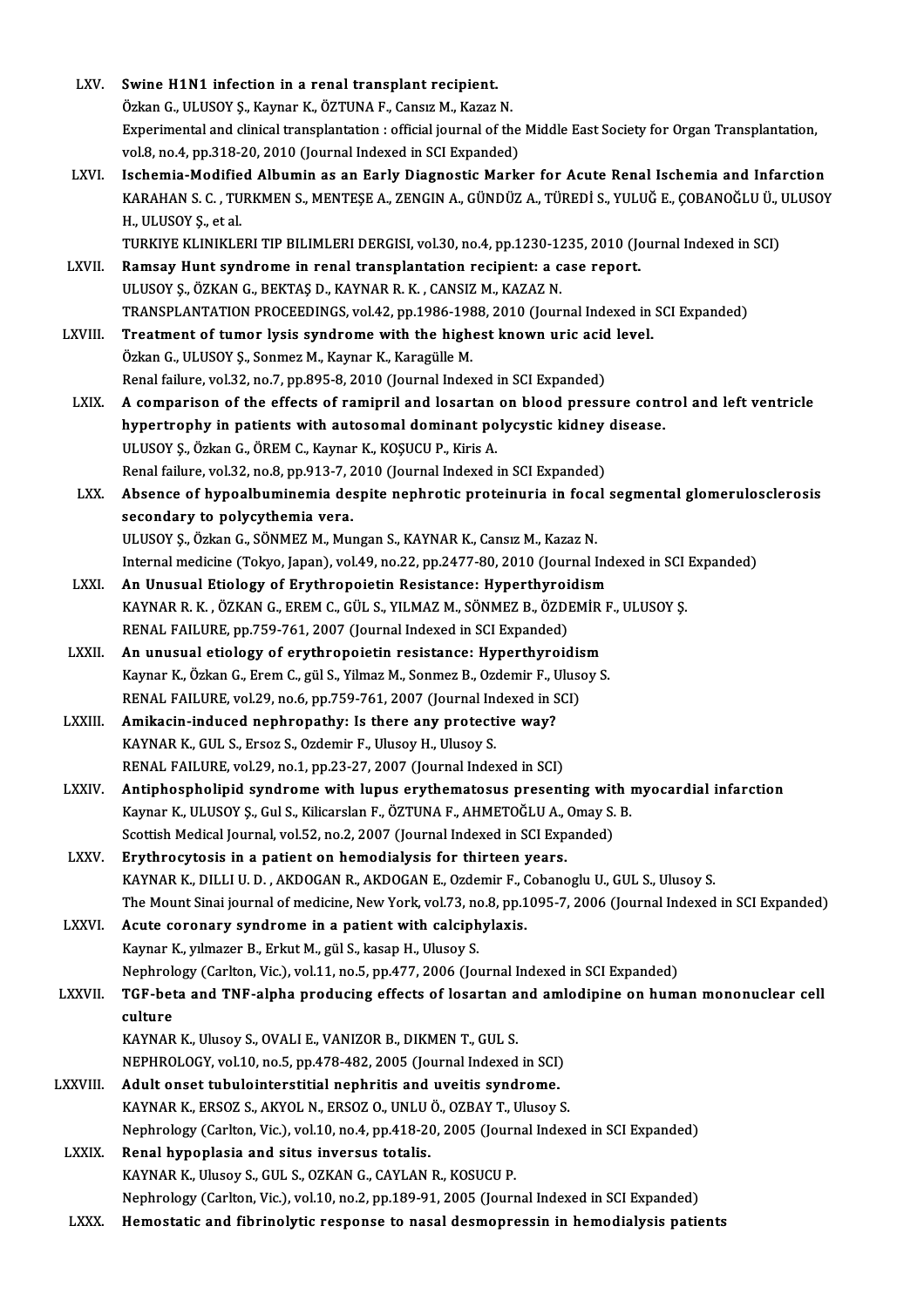LXV. **Swine H1N1 infection in a renal transplant recipient.**
Özkan G., ULUSOY Ş., Kaynar K., ÖZTUNA F., Cansız M., Kazaz N.
Experimental and clinical transplantation : official journal of the Middle East Society for Organ Transplantation, vol.8, no.4, pp.318-20, 2010 (Journal Indexed in SCI Expanded)

LXVI. **Ischemia-Modified Albumin as an Early Diagnostic Marker for Acute Renal Ischemia and Infarction**
KARAHAN S. C. , TURKMEN S., MENTEŞE A., ZENGIN A., GÜNDÜZ A., TÜREDİ S., YULUĞ E., ÇOBANOĞLU Ü., ULUSOY H., ULUSOY Ş., et al.
TURKIYE KLINIKLERI TIP BILIMLERI DERGISI, vol.30, no.4, pp.1230-1235, 2010 (Journal Indexed in SCI)

LXVII. **Ramsay Hunt syndrome in renal transplantation recipient: a case report.**
ULUSOY Ş., ÖZKAN G., BEKTAŞ D., KAYNAR R. K. , CANSIZ M., KAZAZ N.
TRANSPLANTATION PROCEEDINGS, vol.42, pp.1986-1988, 2010 (Journal Indexed in SCI Expanded)

LXVIII. **Treatment of tumor lysis syndrome with the highest known uric acid level.**
Özkan G., ULUSOY Ş., Sonmez M., Kaynar K., Karagülle M.
Renal failure, vol.32, no.7, pp.895-8, 2010 (Journal Indexed in SCI Expanded)

LXIX. **A comparison of the effects of ramipril and losartan on blood pressure control and left ventricle hypertrophy in patients with autosomal dominant polycystic kidney disease.**
ULUSOY Ş., Özkan G., ÖREM C., Kaynar K., KOŞUCU P., Kiris A.
Renal failure, vol.32, no.8, pp.913-7, 2010 (Journal Indexed in SCI Expanded)

LXX. **Absence of hypoalbuminemia despite nephrotic proteinuria in focal segmental glomerulosclerosis secondary to polycythemia vera.**
ULUSOY Ş., Özkan G., SÖNMEZ M., Mungan S., KAYNAR K., Cansız M., Kazaz N.
Internal medicine (Tokyo, Japan), vol.49, no.22, pp.2477-80, 2010 (Journal Indexed in SCI Expanded)

LXXI. **An Unusual Etiology of Erythropoietin Resistance: Hyperthyroidism**
KAYNAR R. K. , ÖZKAN G., EREM C., GÜL S., YILMAZ M., SÖNMEZ B., ÖZDEMİR F., ULUSOY Ş.
RENAL FAILURE, pp.759-761, 2007 (Journal Indexed in SCI Expanded)

LXXII. **An unusual etiology of erythropoietin resistance: Hyperthyroidism**
Kaynar K., Özkan G., Erem C., gül S., Yilmaz M., Sonmez B., Ozdemir F., Ulusoy S.
RENAL FAILURE, vol.29, no.6, pp.759-761, 2007 (Journal Indexed in SCI)

LXXIII. **Amikacin-induced nephropathy: Is there any protective way?**
KAYNAR K., GUL S., Ersoz S., Ozdemir F., Ulusoy H., Ulusoy S.
RENAL FAILURE, vol.29, no.1, pp.23-27, 2007 (Journal Indexed in SCI)

LXXIV. **Antiphospholipid syndrome with lupus erythematosus presenting with myocardial infarction**
Kaynar K., ULUSOY Ş., Gul S., Kilicarslan F., ÖZTUNA F., AHMETOĞLU A., Omay S. B.
Scottish Medical Journal, vol.52, no.2, 2007 (Journal Indexed in SCI Expanded)

LXXV. **Erythrocytosis in a patient on hemodialysis for thirteen years.**
KAYNAR K., DILLI U. D. , AKDOGAN R., AKDOGAN E., Ozdemir F., Cobanoglu U., GUL S., Ulusoy S.
The Mount Sinai journal of medicine, New York, vol.73, no.8, pp.1095-7, 2006 (Journal Indexed in SCI Expanded)

LXXVI. **Acute coronary syndrome in a patient with calciphylaxis.**
Kaynar K., yılmazer B., Erkut M., gül S., kasap H., Ulusoy S.
Nephrology (Carlton, Vic.), vol.11, no.5, pp.477, 2006 (Journal Indexed in SCI Expanded)

LXXVII. **TGF-beta and TNF-alpha producing effects of losartan and amlodipine on human mononuclear cell culture**
KAYNAR K., Ulusoy S., OVALI E., VANIZOR B., DIKMEN T., GUL S.
NEPHROLOGY, vol.10, no.5, pp.478-482, 2005 (Journal Indexed in SCI)

LXXVIII. **Adult onset tubulointerstitial nephritis and uveitis syndrome.**
KAYNAR K., ERSOZ S., AKYOL N., ERSOZ O., UNLU Ö., OZBAY T., Ulusoy S.
Nephrology (Carlton, Vic.), vol.10, no.4, pp.418-20, 2005 (Journal Indexed in SCI Expanded)

LXXIX. **Renal hypoplasia and situs inversus totalis.**
KAYNAR K., Ulusoy S., GUL S., OZKAN G., CAYLAN R., KOSUCU P.
Nephrology (Carlton, Vic.), vol.10, no.2, pp.189-91, 2005 (Journal Indexed in SCI Expanded)

LXXX. **Hemostatic and fibrinolytic response to nasal desmopressin in hemodialysis patients**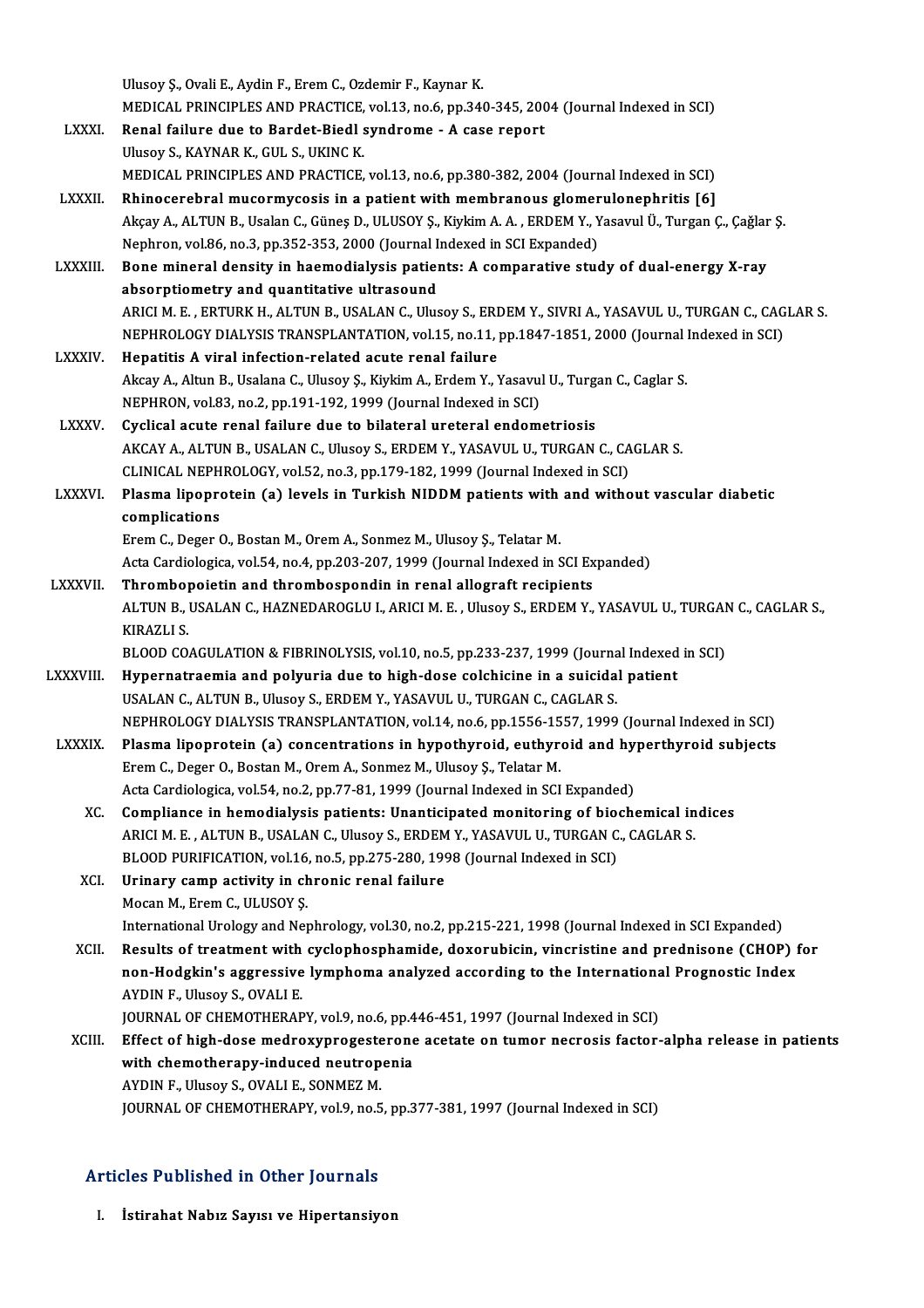Ulusoy Ş., Ovali E., Aydin F., Erem C., Ozdemir F., Kaynar K.
MEDICAL PRINCIPLES AND PRACTICE, vol.13, no.6, pp.340-345, 2004 (Journal Indexed in SCI)

LXXXI. **Renal failure due to Bardet-Biedl syndrome - A case report**
Ulusoy S., KAYNAR K., GUL S., UKINC K.
MEDICAL PRINCIPLES AND PRACTICE, vol.13, no.6, pp.380-382, 2004 (Journal Indexed in SCI)

LXXXII. **Rhinocerebral mucormycosis in a patient with membranous glomerulonephritis [6]**
Akçay A., ALTUN B., Usalan C., Güneş D., ULUSOY Ş., Kiykim A. A. , ERDEM Y., Yasavul Ü., Turgan Ç., Çağlar Ş.
Nephron, vol.86, no.3, pp.352-353, 2000 (Journal Indexed in SCI Expanded)

LXXXIII. **Bone mineral density in haemodialysis patients: A comparative study of dual-energy X-ray absorptiometry and quantitative ultrasound**
ARICI M. E. , ERTURK H., ALTUN B., USALAN C., Ulusoy S., ERDEM Y., SIVRI A., YASAVUL U., TURGAN C., CAGLAR S.
NEPHROLOGY DIALYSIS TRANSPLANTATION, vol.15, no.11, pp.1847-1851, 2000 (Journal Indexed in SCI)

LXXXIV. **Hepatitis A viral infection-related acute renal failure**
Akcay A., Altun B., Usalana C., Ulusoy Ş., Kiykim A., Erdem Y., Yasavul U., Turgan C., Caglar S.
NEPHRON, vol.83, no.2, pp.191-192, 1999 (Journal Indexed in SCI)

LXXXV. **Cyclical acute renal failure due to bilateral ureteral endometriosis**
AKCAY A., ALTUN B., USALAN C., Ulusoy S., ERDEM Y., YASAVUL U., TURGAN C., CAGLAR S.
CLINICAL NEPHROLOGY, vol.52, no.3, pp.179-182, 1999 (Journal Indexed in SCI)

LXXXVI. **Plasma lipoprotein (a) levels in Turkish NIDDM patients with and without vascular diabetic complications**
Erem C., Deger O., Bostan M., Orem A., Sonmez M., Ulusoy Ş., Telatar M.
Acta Cardiologica, vol.54, no.4, pp.203-207, 1999 (Journal Indexed in SCI Expanded)

LXXXVII. **Thrombopoietin and thrombospondin in renal allograft recipients**
ALTUN B., USALAN C., HAZNEDAROGLU I., ARICI M. E. , Ulusoy S., ERDEM Y., YASAVUL U., TURGAN C., CAGLAR S., KIRAZLI S.
BLOOD COAGULATION & FIBRINOLYSIS, vol.10, no.5, pp.233-237, 1999 (Journal Indexed in SCI)

LXXXVIII. **Hypernatraemia and polyuria due to high-dose colchicine in a suicidal patient**
USALAN C., ALTUN B., Ulusoy S., ERDEM Y., YASAVUL U., TURGAN C., CAGLAR S.
NEPHROLOGY DIALYSIS TRANSPLANTATION, vol.14, no.6, pp.1556-1557, 1999 (Journal Indexed in SCI)

LXXXIX. **Plasma lipoprotein (a) concentrations in hypothyroid, euthyroid and hyperthyroid subjects**
Erem C., Deger O., Bostan M., Orem A., Sonmez M., Ulusoy Ş., Telatar M.
Acta Cardiologica, vol.54, no.2, pp.77-81, 1999 (Journal Indexed in SCI Expanded)

XC. **Compliance in hemodialysis patients: Unanticipated monitoring of biochemical indices**
ARICI M. E. , ALTUN B., USALAN C., Ulusoy S., ERDEM Y., YASAVUL U., TURGAN C., CAGLAR S.
BLOOD PURIFICATION, vol.16, no.5, pp.275-280, 1998 (Journal Indexed in SCI)

XCI. **Urinary camp activity in chronic renal failure**
Mocan M., Erem C., ULUSOY Ş.
International Urology and Nephrology, vol.30, no.2, pp.215-221, 1998 (Journal Indexed in SCI Expanded)

XCII. **Results of treatment with cyclophosphamide, doxorubicin, vincristine and prednisone (CHOP) for non-Hodgkin's aggressive lymphoma analyzed according to the International Prognostic Index**
AYDIN F., Ulusoy S., OVALI E.
JOURNAL OF CHEMOTHERAPY, vol.9, no.6, pp.446-451, 1997 (Journal Indexed in SCI)

XCIII. **Effect of high-dose medroxyprogesterone acetate on tumor necrosis factor-alpha release in patients with chemotherapy-induced neutropenia**
AYDIN F., Ulusoy S., OVALI E., SONMEZ M.
JOURNAL OF CHEMOTHERAPY, vol.9, no.5, pp.377-381, 1997 (Journal Indexed in SCI)

## Articles Published in Other Journals

I. **İstirahat Nabız Sayısı ve Hipertansiyon**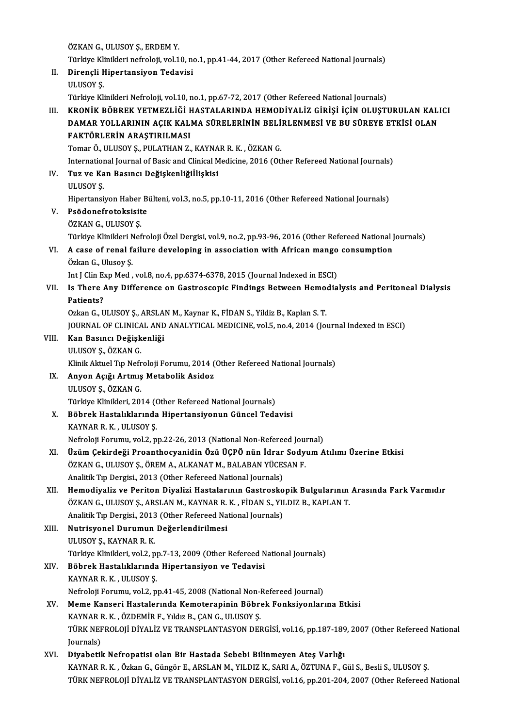ÖZKAN G., ULUSOY Ş., ERDEM Y.
Türkiye Klinikleri nefroloji, vol.10, no.1, pp.41-44, 2017 (Other Refereed National Journals)

II. **Dirençli Hipertansiyon Tedavisi**
ULUSOY Ş.
Türkiye Klinikleri Nefroloji, vol.10, no.1, pp.67-72, 2017 (Other Refereed National Journals)

III. **KRONİK BÖBREK YETMEZLİĞİ HASTALARINDA HEMODİYALİZ GİRİŞİ İÇİN OLUŞTURULAN KALICI DAMAR YOLLARININ AÇIK KALMA SÜRELERİNİN BELİRLENMESİ VE BU SÜREYE ETKİSİ OLAN FAKTÖRLERİN ARAŞTIRILMASI**
Tomar Ö., ULUSOY Ş., PULATHAN Z., KAYNAR R. K. , ÖZKAN G.
International Journal of Basic and Clinical Medicine, 2016 (Other Refereed National Journals)

IV. **Tuz ve Kan Basıncı Değişkenliğiİlişkisi**
ULUSOY Ş.
Hipertansiyon Haber Bülteni, vol.3, no.5, pp.10-11, 2016 (Other Refereed National Journals)

V. **Psödonefrotoksisite**
ÖZKAN G., ULUSOY Ş.
Türkiye Klinikleri Nefroloji Özel Dergisi, vol.9, no.2, pp.93-96, 2016 (Other Refereed National Journals)

VI. **A case of renal failure developing in association with African mango consumption**
Özkan G., Ulusoy Ş.
Int J Clin Exp Med , vol.8, no.4, pp.6374-6378, 2015 (Journal Indexed in ESCI)

VII. **Is There Any Difference on Gastroscopic Findings Between Hemodialysis and Peritoneal Dialysis Patients?**
Ozkan G., ULUSOY Ş., ARSLAN M., Kaynar K., FİDAN S., Yildiz B., Kaplan S. T.
JOURNAL OF CLINICAL AND ANALYTICAL MEDICINE, vol.5, no.4, 2014 (Journal Indexed in ESCI)

VIII. **Kan Basıncı Değişkenliği**
ULUSOY Ş., ÖZKAN G.
Klinik Aktuel Tıp Nefroloji Forumu, 2014 (Other Refereed National Journals)

IX. **Anyon Açığı Artmış Metabolik Asidoz**
ULUSOY Ş., ÖZKAN G.
Türkiye Klinikleri, 2014 (Other Refereed National Journals)

X. **Böbrek Hastalıklarında Hipertansiyonun Güncel Tedavisi**
KAYNAR R. K. , ULUSOY Ş.
Nefroloji Forumu, vol.2, pp.22-26, 2013 (National Non-Refereed Journal)

XI. **Üzüm Çekirdeği Proanthocyanidin Özü ÜÇPÖ nün İdrar Sodyum Atılımı Üzerine Etkisi**
ÖZKAN G., ULUSOY Ş., ÖREM A., ALKANAT M., BALABAN YÜCESAN F.
Analitik Tıp Dergisi., 2013 (Other Refereed National Journals)

XII. **Hemodiyaliz ve Periton Diyalizi Hastalarının Gastroskopik Bulgularının Arasında Fark Varmıdır**
ÖZKAN G., ULUSOY Ş., ARSLAN M., KAYNAR R. K. , FİDAN S., YILDIZ B., KAPLAN T.
Analitik Tıp Dergisi., 2013 (Other Refereed National Journals)

XIII. **Nutrisyonel Durumun Değerlendirilmesi**
ULUSOY Ş., KAYNAR R. K.
Türkiye Klinikleri, vol.2, pp.7-13, 2009 (Other Refereed National Journals)

XIV. **Böbrek Hastalıklarında Hipertansiyon ve Tedavisi**
KAYNAR R. K. , ULUSOY Ş.
Nefroloji Forumu, vol.2, pp.41-45, 2008 (National Non-Refereed Journal)

XV. **Meme Kanseri Hastalerında Kemoterapinin Böbrek Fonksiyonlarına Etkisi**
KAYNAR R. K. , ÖZDEMİR F., Yıldız B., ÇAN G., ULUSOY Ş.
TÜRK NEFROLOJİ DİYALİZ VE TRANSPLANTASYON DERGİSİ, vol.16, pp.187-189, 2007 (Other Refereed National Journals)

XVI. **Diyabetik Nefropatisi olan Bir Hastada Sebebi Bilinmeyen Ateş Varlığı**
KAYNAR R. K. , Özkan G., Güngör E., ARSLAN M., YILDIZ K., SARI A., ÖZTUNA F., Gül S., Besli S., ULUSOY Ş.
TÜRK NEFROLOJİ DİYALİZ VE TRANSPLANTASYON DERGİSİ, vol.16, pp.201-204, 2007 (Other Refereed National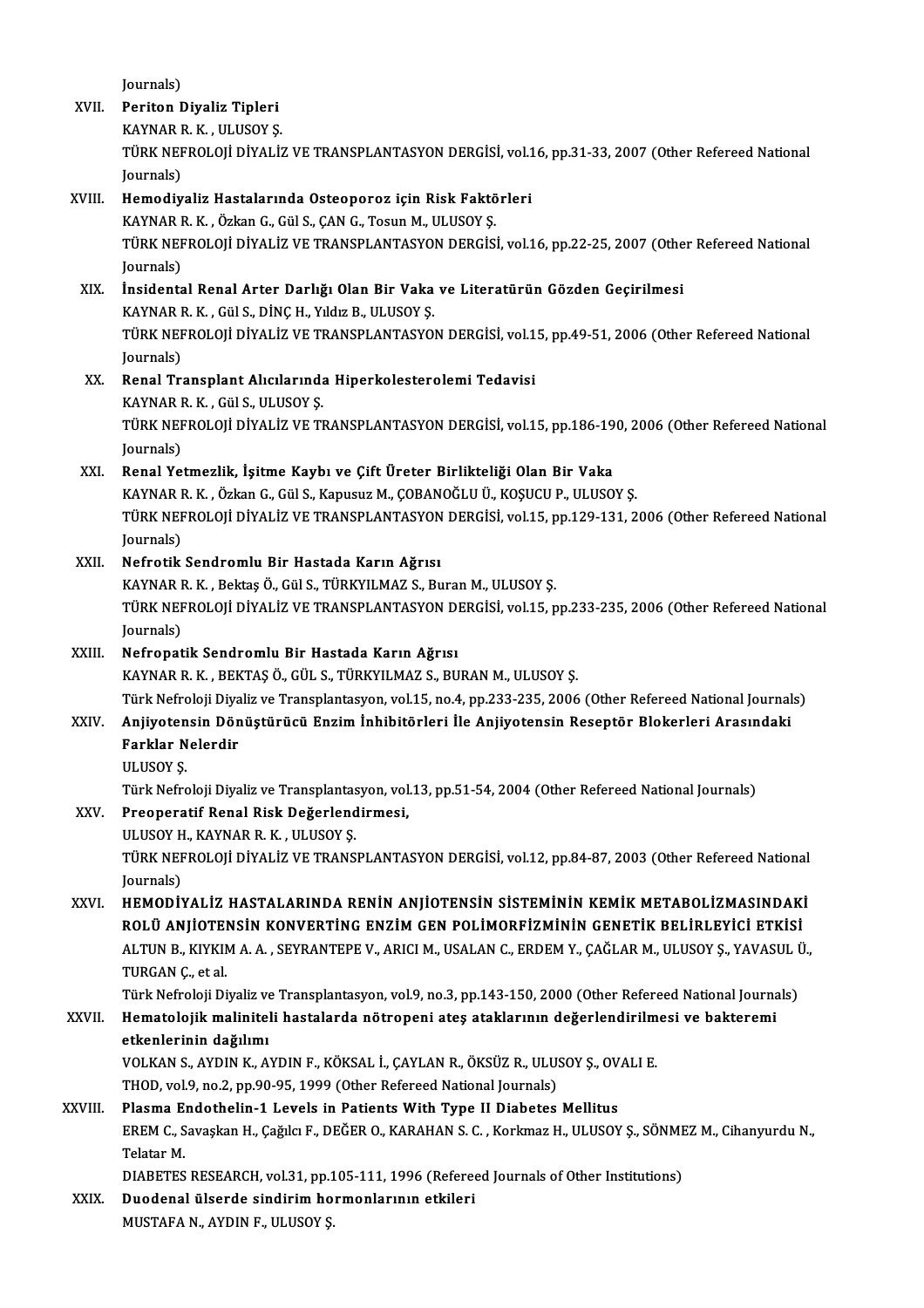Journals)

XVII. **Periton Diyaliz Tipleri**
KAYNAR R. K. , ULUSOY Ş.
TÜRK NEFROLOJİ DİYALİZ VE TRANSPLANTASYON DERGİSİ, vol.16, pp.31-33, 2007 (Other Refereed National Journals)

XVIII. **Hemodiyaliz Hastalarında Osteoporoz için Risk Faktörleri**
KAYNAR R. K. , Özkan G., Gül S., ÇAN G., Tosun M., ULUSOY Ş.
TÜRK NEFROLOJİ DİYALİZ VE TRANSPLANTASYON DERGİSİ, vol.16, pp.22-25, 2007 (Other Refereed National Journals)

XIX. **İnsidental Renal Arter Darlığı Olan Bir Vaka ve Literatürün Gözden Geçirilmesi**
KAYNAR R. K. , Gül S., DİNÇ H., Yıldız B., ULUSOY Ş.
TÜRK NEFROLOJİ DİYALİZ VE TRANSPLANTASYON DERGİSİ, vol.15, pp.49-51, 2006 (Other Refereed National Journals)

XX. **Renal Transplant Alıcılarında Hiperkolesterolemi Tedavisi**
KAYNAR R. K. , Gül S., ULUSOY Ş.
TÜRK NEFROLOJİ DİYALİZ VE TRANSPLANTASYON DERGİSİ, vol.15, pp.186-190, 2006 (Other Refereed National Journals)

XXI. **Renal Yetmezlik, İşitme Kaybı ve Çift Üreter Birlikteliği Olan Bir Vaka**
KAYNAR R. K. , Özkan G., Gül S., Kapusuz M., ÇOBANOĞLU Ü., KOŞUCU P., ULUSOY Ş.
TÜRK NEFROLOJİ DİYALİZ VE TRANSPLANTASYON DERGİSİ, vol.15, pp.129-131, 2006 (Other Refereed National Journals)

XXII. **Nefrotik Sendromlu Bir Hastada Karın Ağrısı**
KAYNAR R. K. , Bektaş Ö., Gül S., TÜRKYILMAZ S., Buran M., ULUSOY Ş.
TÜRK NEFROLOJİ DİYALİZ VE TRANSPLANTASYON DERGİSİ, vol.15, pp.233-235, 2006 (Other Refereed National Journals)

XXIII. **Nefropatik Sendromlu Bir Hastada Karın Ağrısı**
KAYNAR R. K. , BEKTAŞ Ö., GÜL S., TÜRKYILMAZ S., BURAN M., ULUSOY Ş.
Türk Nefroloji Diyaliz ve Transplantasyon, vol.15, no.4, pp.233-235, 2006 (Other Refereed National Journals)

XXIV. **Anjiyotensin Dönüştürücü Enzim İnhibitörleri İle Anjiyotensin Reseptör Blokerleri Arasındaki Farklar Nelerdir**
ULUSOY Ş.
Türk Nefroloji Diyaliz ve Transplantasyon, vol.13, pp.51-54, 2004 (Other Refereed National Journals)

XXV. **Preoperatif Renal Risk Değerlendirmesi,**
ULUSOY H., KAYNAR R. K. , ULUSOY Ş.
TÜRK NEFROLOJİ DİYALİZ VE TRANSPLANTASYON DERGİSİ, vol.12, pp.84-87, 2003 (Other Refereed National Journals)

XXVI. **HEMODİYALİZ HASTALARINDA RENİN ANJİOTENSİN SİSTEMİNİN KEMİK METABOLİZMASINDAKİ ROLÜ ANJİOTENSİN KONVERTİNG ENZİM GEN POLİMORFİZMİNİN GENETİK BELİRLEYİCİ ETKİSİ**
ALTUN B., KIYKIM A. A. , SEYRANTEPE V., ARICI M., USALAN C., ERDEM Y., ÇAĞLAR M., ULUSOY Ş., YAVASUL Ü., TURGAN Ç., et al.
Türk Nefroloji Diyaliz ve Transplantasyon, vol.9, no.3, pp.143-150, 2000 (Other Refereed National Journals)

XXVII. **Hematolojik maliniteli hastalarda nötropeni ateş ataklarının değerlendirilmesi ve bakteremi etkenlerinin dağılımı**
VOLKAN S., AYDIN K., AYDIN F., KÖKSAL İ., ÇAYLAN R., ÖKSÜZ R., ULUSOY Ş., OVALI E.
THOD, vol.9, no.2, pp.90-95, 1999 (Other Refereed National Journals)

XXVIII. **Plasma Endothelin-1 Levels in Patients With Type II Diabetes Mellitus**
EREM C., Savaşkan H., Çağılcı F., DEĞER O., KARAHAN S. C. , Korkmaz H., ULUSOY Ş., SÖNMEZ M., Cihanyurdu N., Telatar M.
DIABETES RESEARCH, vol.31, pp.105-111, 1996 (Refereed Journals of Other Institutions)

XXIX. **Duodenal ülserde sindirim hormonlarının etkileri**
MUSTAFA N., AYDIN F., ULUSOY Ş.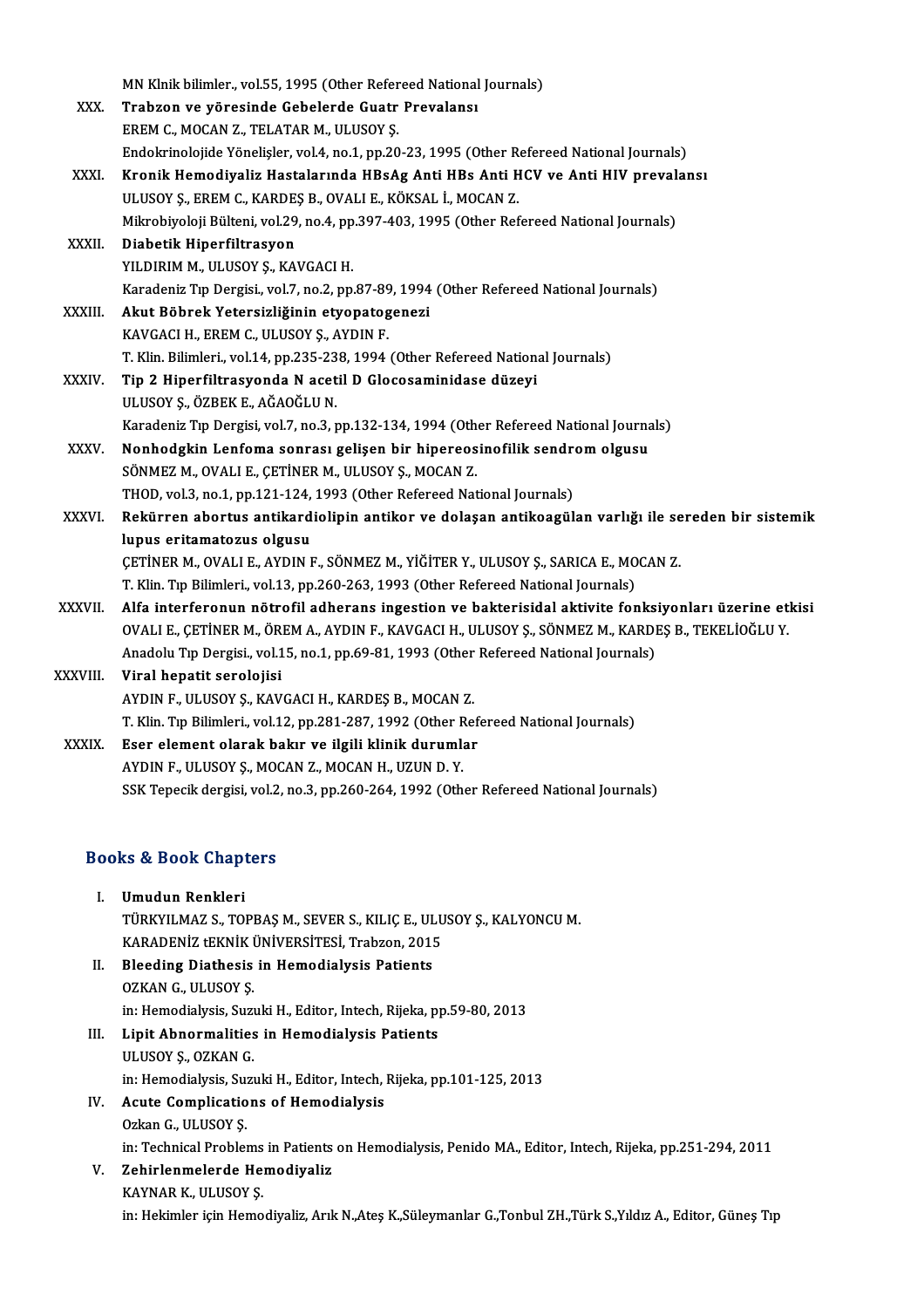MN Klnik bilimler., vol.55, 1995 (Other Refereed National Journals)

XXX. **Trabzon ve yöresinde Gebelerde Guatr Prevalansı**
EREM C., MOCAN Z., TELATAR M., ULUSOY Ş.
Endokrinolojide Yönelişler, vol.4, no.1, pp.20-23, 1995 (Other Refereed National Journals)

XXXI. **Kronik Hemodiyaliz Hastalarında HBsAg Anti HBs Anti HCV ve Anti HIV prevalansı**
ULUSOY Ş., EREM C., KARDEŞ B., OVALI E., KÖKSAL İ., MOCAN Z.
Mikrobiyoloji Bülteni, vol.29, no.4, pp.397-403, 1995 (Other Refereed National Journals)

XXXII. **Diabetik Hiperfiltrasyon**
YILDIRIM M., ULUSOY Ş., KAVGACI H.
Karadeniz Tıp Dergisi., vol.7, no.2, pp.87-89, 1994 (Other Refereed National Journals)

XXXIII. **Akut Böbrek Yetersizliğinin etyopatogenezi**
KAVGACI H., EREM C., ULUSOY Ş., AYDIN F.
T. Klin. Bilimleri., vol.14, pp.235-238, 1994 (Other Refereed National Journals)

XXXIV. **Tip 2 Hiperfiltrasyonda N acetil D Glocosaminidase düzeyi**
ULUSOY Ş., ÖZBEK E., AĞAOĞLU N.
Karadeniz Tıp Dergisi, vol.7, no.3, pp.132-134, 1994 (Other Refereed National Journals)

XXXV. **Nonhodgkin Lenfoma sonrası gelişen bir hipereosinofilik sendrom olgusu**
SÖNMEZ M., OVALI E., ÇETİNER M., ULUSOY Ş., MOCAN Z.
THOD, vol.3, no.1, pp.121-124, 1993 (Other Refereed National Journals)

XXXVI. **Rekürren abortus antikardiolipin antikor ve dolaşan antikoagülan varlığı ile sereden bir sistemik lupus eritamatozus olgusu**
ÇETİNER M., OVALI E., AYDIN F., SÖNMEZ M., YİĞİTER Y., ULUSOY Ş., SARICA E., MOCAN Z.
T. Klin. Tıp Bilimleri., vol.13, pp.260-263, 1993 (Other Refereed National Journals)

XXXVII. **Alfa interferonun nötrofil adherans ingestion ve bakterisidal aktivite fonksiyonları üzerine etkisi**
OVALI E., ÇETİNER M., ÖREM A., AYDIN F., KAVGACI H., ULUSOY Ş., SÖNMEZ M., KARDEŞ B., TEKELİOĞLU Y.
Anadolu Tıp Dergisi., vol.15, no.1, pp.69-81, 1993 (Other Refereed National Journals)

XXXVIII. **Viral hepatit serolojisi**
AYDIN F., ULUSOY Ş., KAVGACI H., KARDEŞ B., MOCAN Z.
T. Klin. Tıp Bilimleri., vol.12, pp.281-287, 1992 (Other Refereed National Journals)

XXXIX. **Eser element olarak bakır ve ilgili klinik durumlar**
AYDIN F., ULUSOY Ş., MOCAN Z., MOCAN H., UZUN D. Y.
SSK Tepecik dergisi, vol.2, no.3, pp.260-264, 1992 (Other Refereed National Journals)

## Books & Book Chapters

I. **Umudun Renkleri**
TÜRKYILMAZ S., TOPBAŞ M., SEVER S., KILIÇ E., ULUSOY Ş., KALYONCU M.
KARADENİZ tEKNİK ÜNİVERSİTESİ, Trabzon, 2015

II. **Bleeding Diathesis in Hemodialysis Patients**
OZKAN G., ULUSOY Ş.
in: Hemodialysis, Suzuki H., Editor, Intech, Rijeka, pp.59-80, 2013

III. **Lipit Abnormalities in Hemodialysis Patients**
ULUSOY Ş., OZKAN G.
in: Hemodialysis, Suzuki H., Editor, Intech, Rijeka, pp.101-125, 2013

IV. **Acute Complications of Hemodialysis**
Ozkan G., ULUSOY Ş.
in: Technical Problems in Patients on Hemodialysis, Penido MA., Editor, Intech, Rijeka, pp.251-294, 2011

V. **Zehirlenmelerde Hemodiyaliz**
KAYNAR K., ULUSOY Ş.
in: Hekimler için Hemodiyaliz, Arık N.,Ateş K.,Süleymanlar G.,Tonbul ZH.,Türk S.,Yıldız A., Editor, Güneş Tıp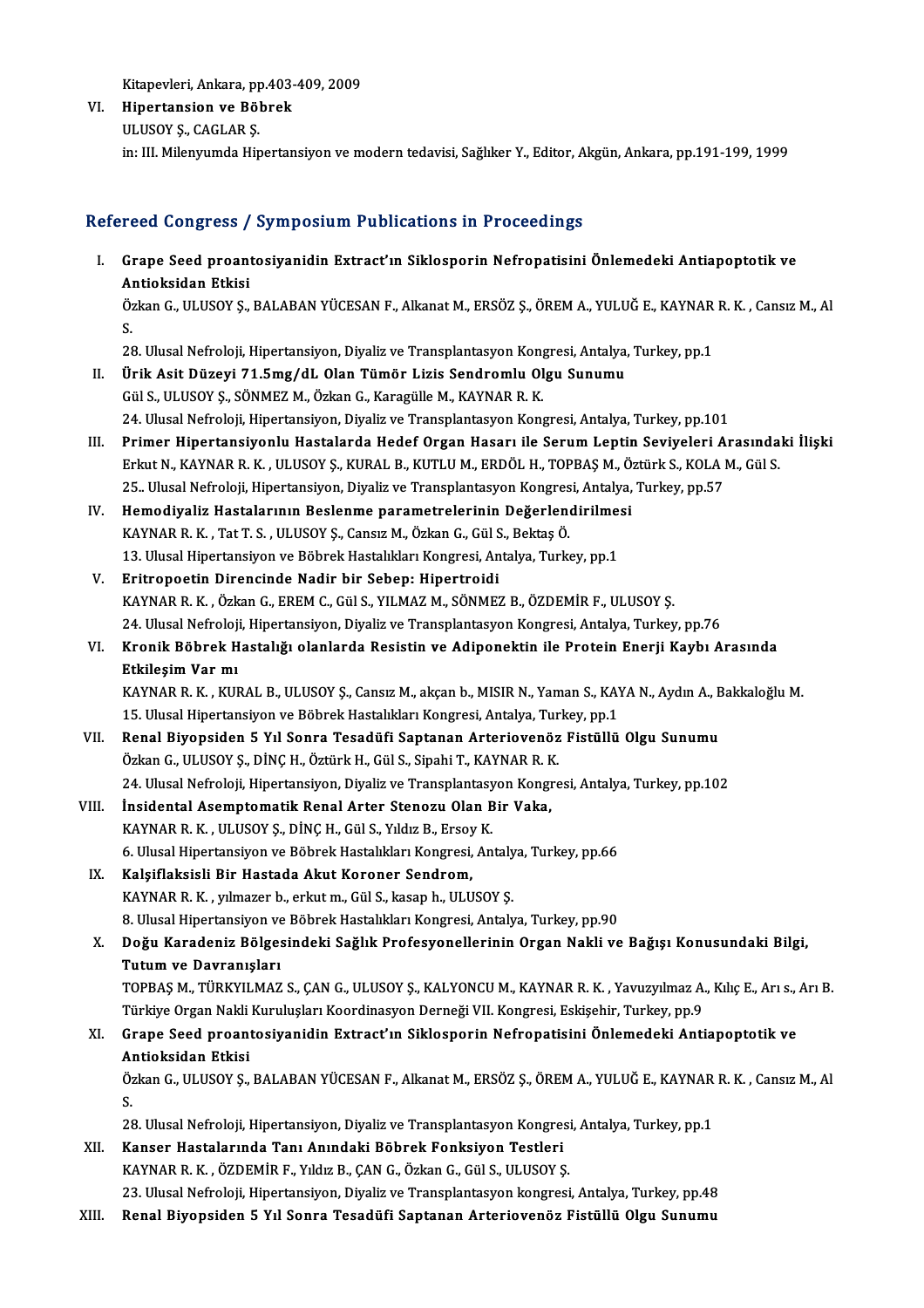Kitapevleri, Ankara, pp.403-409, 2009

VI. **Hipertansion ve Böbrek**
ULUSOY Ş., CAGLAR Ş.
in: III. Milenyumda Hipertansiyon ve modern tedavisi, Sağlıker Y., Editor, Akgün, Ankara, pp.191-199, 1999

## Refereed Congress / Symposium Publications in Proceedings

I. **Grape Seed proantosiyanidin Extract'ın Siklosporin Nefropatisini Önlemedeki Antiapoptotik ve Antioksidan Etkisi**
Özkan G., ULUSOY Ş., BALABAN YÜCESAN F., Alkanat M., ERSÖZ Ş., ÖREM A., YULUĞ E., KAYNAR R. K. , Cansız M., Al S.
28. Ulusal Nefroloji, Hipertansiyon, Diyaliz ve Transplantasyon Kongresi, Antalya, Turkey, pp.1

II. **Ürik Asit Düzeyi 71.5mg/dL Olan Tümör Lizis Sendromlu Olgu Sunumu**
Gül S., ULUSOY Ş., SÖNMEZ M., Özkan G., Karagülle M., KAYNAR R. K.
24. Ulusal Nefroloji, Hipertansiyon, Diyaliz ve Transplantasyon Kongresi, Antalya, Turkey, pp.101

III. **Primer Hipertansiyonlu Hastalarda Hedef Organ Hasarı ile Serum Leptin Seviyeleri Arasındaki İlişki**
Erkut N., KAYNAR R. K. , ULUSOY Ş., KURAL B., KUTLU M., ERDÖL H., TOPBAŞ M., Öztürk S., KOLA M., Gül S.
25.. Ulusal Nefroloji, Hipertansiyon, Diyaliz ve Transplantasyon Kongresi, Antalya, Turkey, pp.57

IV. **Hemodiyaliz Hastalarının Beslenme parametrelerinin Değerlendirilmesi**
KAYNAR R. K. , Tat T. S. , ULUSOY Ş., Cansız M., Özkan G., Gül S., Bektaş Ö.
13. Ulusal Hipertansiyon ve Böbrek Hastalıkları Kongresi, Antalya, Turkey, pp.1

V. **Eritropoetin Direncinde Nadir bir Sebep: Hipertroidi**
KAYNAR R. K. , Özkan G., EREM C., Gül S., YILMAZ M., SÖNMEZ B., ÖZDEMİR F., ULUSOY Ş.
24. Ulusal Nefroloji, Hipertansiyon, Diyaliz ve Transplantasyon Kongresi, Antalya, Turkey, pp.76

VI. **Kronik Böbrek Hastalığı olanlarda Resistin ve Adiponektin ile Protein Enerji Kaybı Arasında Etkileşim Var mı**
KAYNAR R. K. , KURAL B., ULUSOY Ş., Cansız M., akçan b., MISIR N., Yaman S., KAYA N., Aydın A., Bakkaloğlu M.
15. Ulusal Hipertansiyon ve Böbrek Hastalıkları Kongresi, Antalya, Turkey, pp.1

VII. **Renal Biyopsiden 5 Yıl Sonra Tesadüfi Saptanan Arteriovenöz Fistüllü Olgu Sunumu**
Özkan G., ULUSOY Ş., DİNÇ H., Öztürk H., Gül S., Sipahi T., KAYNAR R. K.
24. Ulusal Nefroloji, Hipertansiyon, Diyaliz ve Transplantasyon Kongresi, Antalya, Turkey, pp.102

VIII. **İnsidental Asemptomatik Renal Arter Stenozu Olan Bir Vaka,**
KAYNAR R. K. , ULUSOY Ş., DİNÇ H., Gül S., Yıldız B., Ersoy K.
6. Ulusal Hipertansiyon ve Böbrek Hastalıkları Kongresi, Antalya, Turkey, pp.66

IX. **Kalşiflaksisli Bir Hastada Akut Koroner Sendrom,**
KAYNAR R. K. , yılmazer b., erkut m., Gül S., kasap h., ULUSOY Ş.
8. Ulusal Hipertansiyon ve Böbrek Hastalıkları Kongresi, Antalya, Turkey, pp.90

X. **Doğu Karadeniz Bölgesindeki Sağlık Profesyonellerinin Organ Nakli ve Bağışı Konusundaki Bilgi, Tutum ve Davranışları**
TOPBAŞ M., TÜRKYILMAZ S., ÇAN G., ULUSOY Ş., KALYONCU M., KAYNAR R. K. , Yavuzyılmaz A., Kılıç E., Arı s., Arı B.
Türkiye Organ Nakli Kuruluşları Koordinasyon Derneği VII. Kongresi, Eskişehir, Turkey, pp.9

XI. **Grape Seed proantosiyanidin Extract'ın Siklosporin Nefropatisini Önlemedeki Antiapoptotik ve Antioksidan Etkisi**
Özkan G., ULUSOY Ş., BALABAN YÜCESAN F., Alkanat M., ERSÖZ Ş., ÖREM A., YULUĞ E., KAYNAR R. K. , Cansız M., Al S.
28. Ulusal Nefroloji, Hipertansiyon, Diyaliz ve Transplantasyon Kongresi, Antalya, Turkey, pp.1

XII. **Kanser Hastalarında Tanı Anındaki Böbrek Fonksiyon Testleri**
KAYNAR R. K. , ÖZDEMİR F., Yıldız B., ÇAN G., Özkan G., Gül S., ULUSOY Ş.
23. Ulusal Nefroloji, Hipertansiyon, Diyaliz ve Transplantasyon kongresi, Antalya, Turkey, pp.48

XIII. **Renal Biyopsiden 5 Yıl Sonra Tesadüfi Saptanan Arteriovenöz Fistüllü Olgu Sunumu**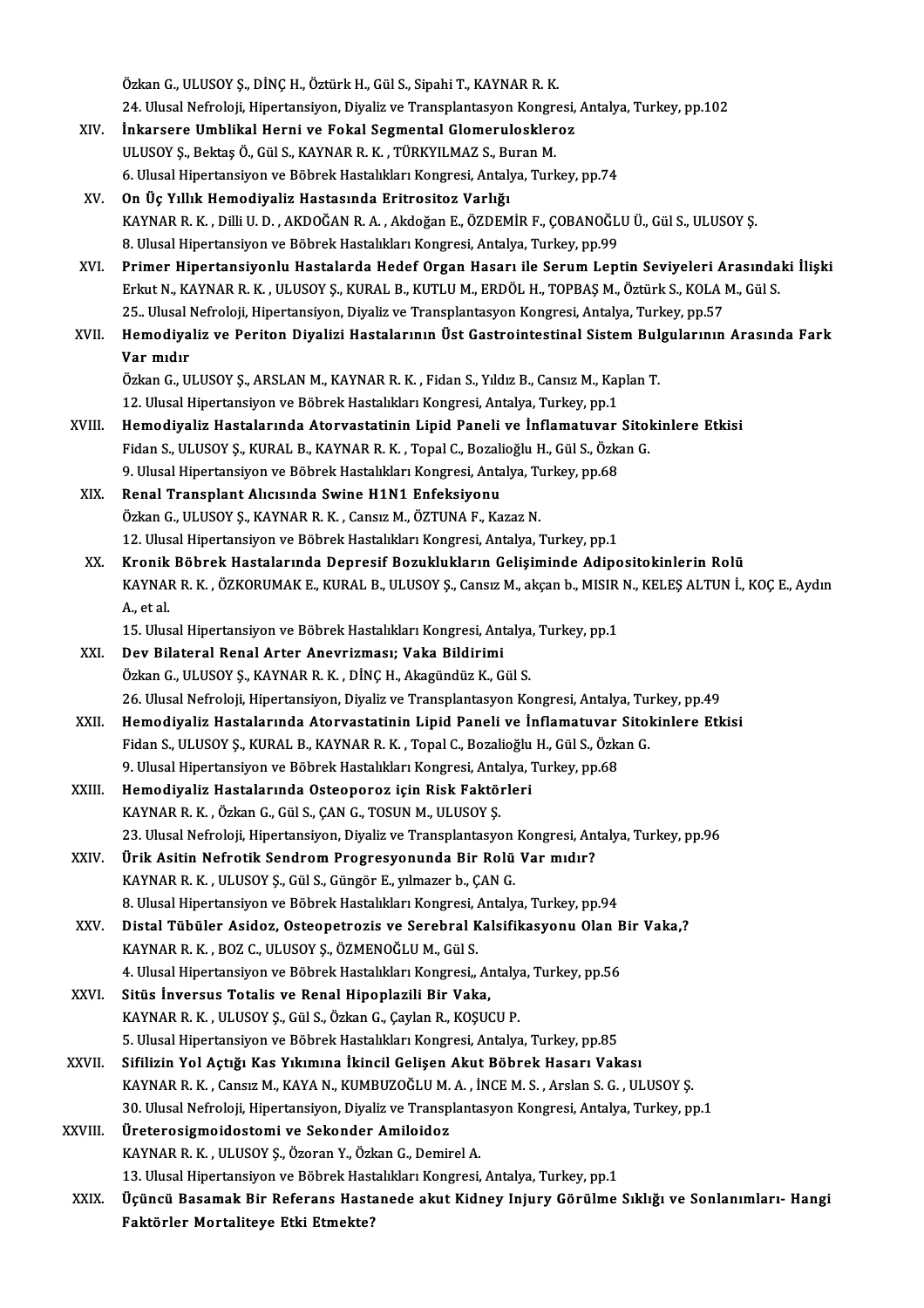Özkan G., ULUSOY Ş., DİNÇ H., Öztürk H., Gül S., Sipahi T., KAYNAR R. K.
24. Ulusal Nefroloji, Hipertansiyon, Diyaliz ve Transplantasyon Kongresi, Antalya, Turkey, pp.102

XIV. **İnkarsere Umblikal Herni ve Fokal Segmental Glomeruloskleroz**
ULUSOY Ş., Bektaş Ö., Gül S., KAYNAR R. K. , TÜRKYILMAZ S., Buran M.
6. Ulusal Hipertansiyon ve Böbrek Hastalıkları Kongresi, Antalya, Turkey, pp.74

XV. **On Üç Yıllık Hemodiyaliz Hastasında Eritrositoz Varlığı**
KAYNAR R. K. , Dilli U. D. , AKDOĞAN R. A. , Akdoğan E., ÖZDEMİR F., ÇOBANOĞLU Ü., Gül S., ULUSOY Ş.
8. Ulusal Hipertansiyon ve Böbrek Hastalıkları Kongresi, Antalya, Turkey, pp.99

XVI. **Primer Hipertansiyonlu Hastalarda Hedef Organ Hasarı ile Serum Leptin Seviyeleri Arasındaki İlişki**
Erkut N., KAYNAR R. K. , ULUSOY Ş., KURAL B., KUTLU M., ERDÖL H., TOPBAŞ M., Öztürk S., KOLA M., Gül S.
25.. Ulusal Nefroloji, Hipertansiyon, Diyaliz ve Transplantasyon Kongresi, Antalya, Turkey, pp.57

XVII. **Hemodiyaliz ve Periton Diyalizi Hastalarının Üst Gastrointestinal Sistem Bulgularının Arasında Fark Var mıdır**
Özkan G., ULUSOY Ş., ARSLAN M., KAYNAR R. K. , Fidan S., Yıldız B., Cansız M., Kaplan T.
12. Ulusal Hipertansiyon ve Böbrek Hastalıkları Kongresi, Antalya, Turkey, pp.1

XVIII. **Hemodiyaliz Hastalarında Atorvastatinin Lipid Paneli ve İnflamatuvar Sitokinlere Etkisi**
Fidan S., ULUSOY Ş., KURAL B., KAYNAR R. K. , Topal C., Bozalioğlu H., Gül S., Özkan G.
9. Ulusal Hipertansiyon ve Böbrek Hastalıkları Kongresi, Antalya, Turkey, pp.68

XIX. **Renal Transplant Alıcısında Swine H1N1 Enfeksiyonu**
Özkan G., ULUSOY Ş., KAYNAR R. K. , Cansız M., ÖZTUNA F., Kazaz N.
12. Ulusal Hipertansiyon ve Böbrek Hastalıkları Kongresi, Antalya, Turkey, pp.1

XX. **Kronik Böbrek Hastalarında Depresif Bozuklukların Gelişiminde Adipositokinlerin Rolü**
KAYNAR R. K. , ÖZKORUMAK E., KURAL B., ULUSOY Ş., Cansız M., akçan b., MISIR N., KELEŞ ALTUN İ., KOÇ E., Aydın A., et al.
15. Ulusal Hipertansiyon ve Böbrek Hastalıkları Kongresi, Antalya, Turkey, pp.1

XXI. **Dev Bilateral Renal Arter Anevrizması; Vaka Bildirimi**
Özkan G., ULUSOY Ş., KAYNAR R. K. , DİNÇ H., Akagündüz K., Gül S.
26. Ulusal Nefroloji, Hipertansiyon, Diyaliz ve Transplantasyon Kongresi, Antalya, Turkey, pp.49

XXII. **Hemodiyaliz Hastalarında Atorvastatinin Lipid Paneli ve İnflamatuvar Sitokinlere Etkisi**
Fidan S., ULUSOY Ş., KURAL B., KAYNAR R. K. , Topal C., Bozalioğlu H., Gül S., Özkan G.
9. Ulusal Hipertansiyon ve Böbrek Hastalıkları Kongresi, Antalya, Turkey, pp.68

XXIII. **Hemodiyaliz Hastalarında Osteoporoz için Risk Faktörleri**
KAYNAR R. K. , Özkan G., Gül S., ÇAN G., TOSUN M., ULUSOY Ş.
23. Ulusal Nefroloji, Hipertansiyon, Diyaliz ve Transplantasyon Kongresi, Antalya, Turkey, pp.96

XXIV. **Ürik Asitin Nefrotik Sendrom Progresyonunda Bir Rolü Var mıdır?**
KAYNAR R. K. , ULUSOY Ş., Gül S., Güngör E., yılmazer b., ÇAN G.
8. Ulusal Hipertansiyon ve Böbrek Hastalıkları Kongresi, Antalya, Turkey, pp.94

XXV. **Distal Tübüler Asidoz, Osteopetrozis ve Serebral Kalsifikasyonu Olan Bir Vaka,?**
KAYNAR R. K. , BOZ C., ULUSOY Ş., ÖZMENOĞLU M., Gül S.
4. Ulusal Hipertansiyon ve Böbrek Hastalıkları Kongresi,, Antalya, Turkey, pp.56

XXVI. **Sitüs İnversus Totalis ve Renal Hipoplazili Bir Vaka,**
KAYNAR R. K. , ULUSOY Ş., Gül S., Özkan G., Çaylan R., KOŞUCU P.
5. Ulusal Hipertansiyon ve Böbrek Hastalıkları Kongresi, Antalya, Turkey, pp.85

XXVII. **Sifilizin Yol Açtığı Kas Yıkımına İkincil Gelişen Akut Böbrek Hasarı Vakası**
KAYNAR R. K. , Cansız M., KAYA N., KUMBUZOĞLU M. A. , İNCE M. S. , Arslan S. G. , ULUSOY Ş.
30. Ulusal Nefroloji, Hipertansiyon, Diyaliz ve Transplantasyon Kongresi, Antalya, Turkey, pp.1

XXVIII. **Üreterosigmoidostomi ve Sekonder Amiloidoz**
KAYNAR R. K. , ULUSOY Ş., Özoran Y., Özkan G., Demirel A.
13. Ulusal Hipertansiyon ve Böbrek Hastalıkları Kongresi, Antalya, Turkey, pp.1

XXIX. **Üçüncü Basamak Bir Referans Hastanede akut Kidney Injury Görülme Sıklığı ve Sonlanımları- Hangi Faktörler Mortaliteye Etki Etmekte?**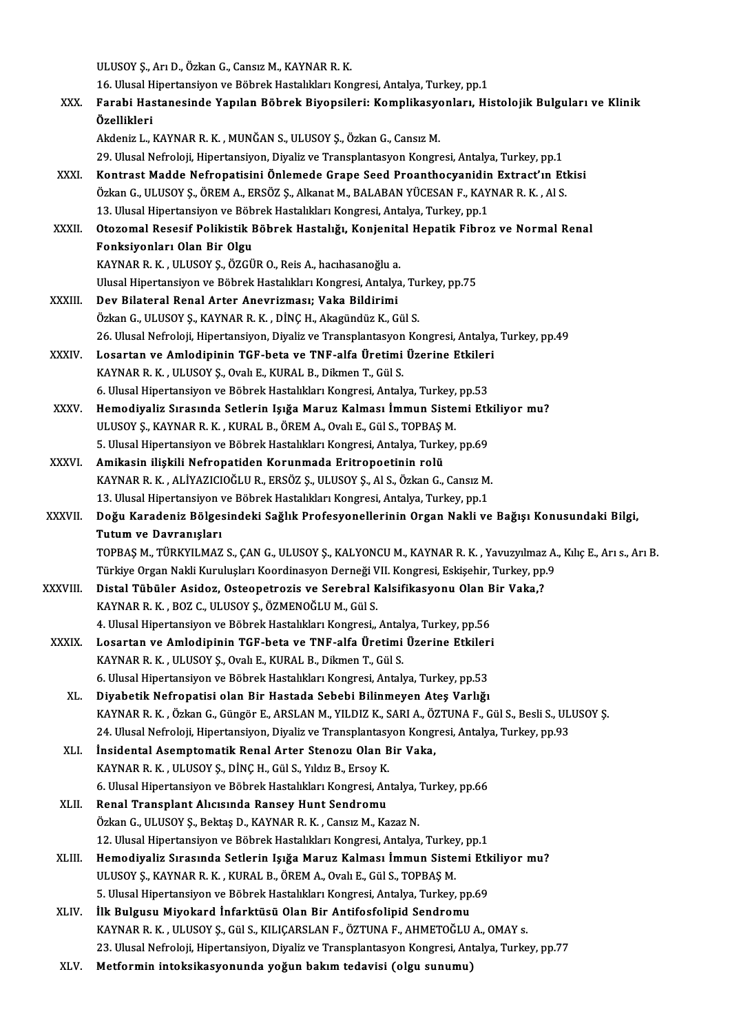ULUSOY Ş., Arı D., Özkan G., Cansız M., KAYNAR R. K.
16. Ulusal Hipertansiyon ve Böbrek Hastalıkları Kongresi, Antalya, Turkey, pp.1

XXX. **Farabi Hastanesinde Yapılan Böbrek Biyopsileri: Komplikasyonları, Histolojik Bulguları ve Klinik Özellikleri**
Akdeniz L., KAYNAR R. K. , MUNĞAN S., ULUSOY Ş., Özkan G., Cansız M.
29. Ulusal Nefroloji, Hipertansiyon, Diyaliz ve Transplantasyon Kongresi, Antalya, Turkey, pp.1

XXXI. **Kontrast Madde Nefropatisini Önlemede Grape Seed Proanthocyanidin Extract'ın Etkisi**
Özkan G., ULUSOY Ş., ÖREM A., ERSÖZ Ş., Alkanat M., BALABAN YÜCESAN F., KAYNAR R. K. , Al S.
13. Ulusal Hipertansiyon ve Böbrek Hastalıkları Kongresi, Antalya, Turkey, pp.1

XXXII. **Otozomal Resesif Polikistik Böbrek Hastalığı, Konjenital Hepatik Fibroz ve Normal Renal Fonksiyonları Olan Bir Olgu**
KAYNAR R. K. , ULUSOY Ş., ÖZGÜR O., Reis A., hacıhasanoğlu a.
Ulusal Hipertansiyon ve Böbrek Hastalıkları Kongresi, Antalya, Turkey, pp.75

XXXIII. **Dev Bilateral Renal Arter Anevrizması; Vaka Bildirimi**
Özkan G., ULUSOY Ş., KAYNAR R. K. , DİNÇ H., Akagündüz K., Gül S.
26. Ulusal Nefroloji, Hipertansiyon, Diyaliz ve Transplantasyon Kongresi, Antalya, Turkey, pp.49

XXXIV. **Losartan ve Amlodipinin TGF-beta ve TNF-alfa Üretimi Üzerine Etkileri**
KAYNAR R. K. , ULUSOY Ş., Ovalı E., KURAL B., Dikmen T., Gül S.
6. Ulusal Hipertansiyon ve Böbrek Hastalıkları Kongresi, Antalya, Turkey, pp.53

XXXV. **Hemodiyaliz Sırasında Setlerin Işığa Maruz Kalması İmmun Sistemi Etkiliyor mu?**
ULUSOY Ş., KAYNAR R. K. , KURAL B., ÖREM A., Ovalı E., Gül S., TOPBAŞ M.
5. Ulusal Hipertansiyon ve Böbrek Hastalıkları Kongresi, Antalya, Turkey, pp.69

XXXVI. **Amikasin ilişkili Nefropatiden Korunmada Eritropoetinin rolü**
KAYNAR R. K. , ALİYAZICIOĞLU R., ERSÖZ Ş., ULUSOY Ş., Al S., Özkan G., Cansız M.
13. Ulusal Hipertansiyon ve Böbrek Hastalıkları Kongresi, Antalya, Turkey, pp.1

XXXVII. **Doğu Karadeniz Bölgesindeki Sağlık Profesyonellerinin Organ Nakli ve Bağışı Konusundaki Bilgi, Tutum ve Davranışları**
TOPBAŞ M., TÜRKYILMAZ S., ÇAN G., ULUSOY Ş., KALYONCU M., KAYNAR R. K. , Yavuzyılmaz A., Kılıç E., Arı s., Arı B.
Türkiye Organ Nakli Kuruluşları Koordinasyon Derneği VII. Kongresi, Eskişehir, Turkey, pp.9

XXXVIII. **Distal Tübüler Asidoz, Osteopetrozis ve Serebral Kalsifikasyonu Olan Bir Vaka,?**
KAYNAR R. K. , BOZ C., ULUSOY Ş., ÖZMENOĞLU M., Gül S.
4. Ulusal Hipertansiyon ve Böbrek Hastalıkları Kongresi,, Antalya, Turkey, pp.56

XXXIX. **Losartan ve Amlodipinin TGF-beta ve TNF-alfa Üretimi Üzerine Etkileri**
KAYNAR R. K. , ULUSOY Ş., Ovalı E., KURAL B., Dikmen T., Gül S.
6. Ulusal Hipertansiyon ve Böbrek Hastalıkları Kongresi, Antalya, Turkey, pp.53

XL. **Diyabetik Nefropatisi olan Bir Hastada Sebebi Bilinmeyen Ateş Varlığı**
KAYNAR R. K. , Özkan G., Güngör E., ARSLAN M., YILDIZ K., SARI A., ÖZTUNA F., Gül S., Besli S., ULUSOY Ş.
24. Ulusal Nefroloji, Hipertansiyon, Diyaliz ve Transplantasyon Kongresi, Antalya, Turkey, pp.93

XLI. **İnsidental Asemptomatik Renal Arter Stenozu Olan Bir Vaka,**
KAYNAR R. K. , ULUSOY Ş., DİNÇ H., Gül S., Yıldız B., Ersoy K.
6. Ulusal Hipertansiyon ve Böbrek Hastalıkları Kongresi, Antalya, Turkey, pp.66

XLII. **Renal Transplant Alıcısında Ransey Hunt Sendromu**
Özkan G., ULUSOY Ş., Bektaş D., KAYNAR R. K. , Cansız M., Kazaz N.
12. Ulusal Hipertansiyon ve Böbrek Hastalıkları Kongresi, Antalya, Turkey, pp.1

XLIII. **Hemodiyaliz Sırasında Setlerin Işığa Maruz Kalması İmmun Sistemi Etkiliyor mu?**
ULUSOY Ş., KAYNAR R. K. , KURAL B., ÖREM A., Ovalı E., Gül S., TOPBAŞ M.
5. Ulusal Hipertansiyon ve Böbrek Hastalıkları Kongresi, Antalya, Turkey, pp.69

XLIV. **İlk Bulgusu Miyokard İnfarktüsü Olan Bir Antifosfolipid Sendromu**
KAYNAR R. K. , ULUSOY Ş., Gül S., KILIÇARSLAN F., ÖZTUNA F., AHMETOĞLU A., OMAY s.
23. Ulusal Nefroloji, Hipertansiyon, Diyaliz ve Transplantasyon Kongresi, Antalya, Turkey, pp.77

XLV. **Metformin intoksikasyonunda yoğun bakım tedavisi (olgu sunumu)**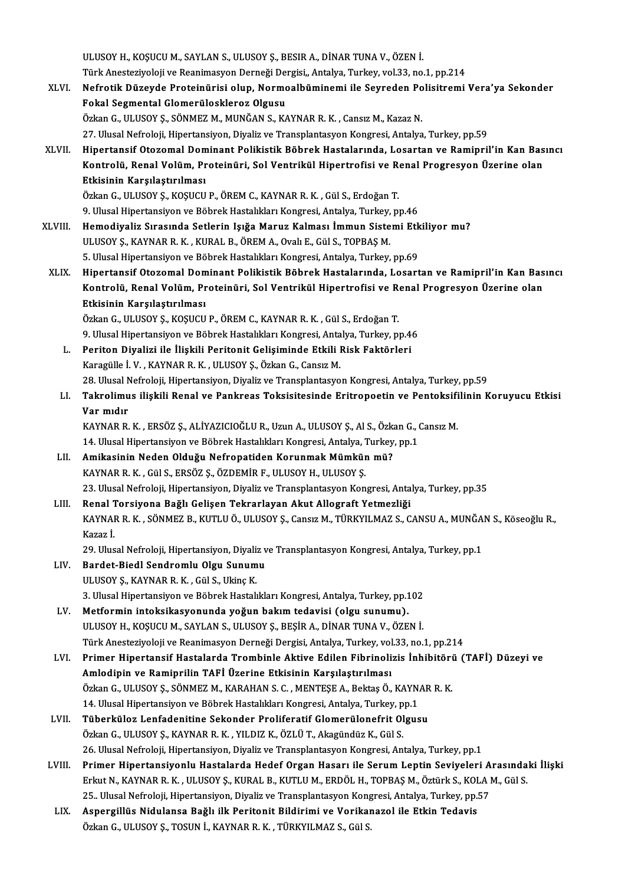ULUSOY H., KOŞUCU M., SAYLAN S., ULUSOY Ş., BESIR A., DİNAR TUNA V., ÖZEN İ.
Türk Anesteziyoloji ve Reanimasyon Derneği Dergisi,, Antalya, Turkey, vol.33, no.1, pp.214

XLVI. **Nefrotik Düzeyde Proteinürisi olup, Normoalbüminemi ile Seyreden Polisitremi Vera'ya Sekonder Fokal Segmental Glomerüloskleroz Olgusu**
Özkan G., ULUSOY Ş., SÖNMEZ M., MUNĞAN S., KAYNAR R. K. , Cansız M., Kazaz N.
27. Ulusal Nefroloji, Hipertansiyon, Diyaliz ve Transplantasyon Kongresi, Antalya, Turkey, pp.59

XLVII. **Hipertansif Otozomal Dominant Polikistik Böbrek Hastalarında, Losartan ve Ramipril'in Kan Basıncı Kontrolü, Renal Volüm, Proteinüri, Sol Ventrikül Hipertrofisi ve Renal Progresyon Üzerine olan Etkisinin Karşılaştırılması**
Özkan G., ULUSOY Ş., KOŞUCU P., ÖREM C., KAYNAR R. K. , Gül S., Erdoğan T.
9. Ulusal Hipertansiyon ve Böbrek Hastalıkları Kongresi, Antalya, Turkey, pp.46

XLVIII. **Hemodiyaliz Sırasında Setlerin Işığa Maruz Kalması İmmun Sistemi Etkiliyor mu?**
ULUSOY Ş., KAYNAR R. K. , KURAL B., ÖREM A., Ovalı E., Gül S., TOPBAŞ M.
5. Ulusal Hipertansiyon ve Böbrek Hastalıkları Kongresi, Antalya, Turkey, pp.69

XLIX. **Hipertansif Otozomal Dominant Polikistik Böbrek Hastalarında, Losartan ve Ramipril'in Kan Basıncı Kontrolü, Renal Volüm, Proteinüri, Sol Ventrikül Hipertrofisi ve Renal Progresyon Üzerine olan Etkisinin Karşılaştırılması**
Özkan G., ULUSOY Ş., KOŞUCU P., ÖREM C., KAYNAR R. K. , Gül S., Erdoğan T.
9. Ulusal Hipertansiyon ve Böbrek Hastalıkları Kongresi, Antalya, Turkey, pp.46

L. **Periton Diyalizi ile İlişkili Peritonit Gelişiminde Etkili Risk Faktörleri**
Karagülle İ. V. , KAYNAR R. K. , ULUSOY Ş., Özkan G., Cansız M.
28. Ulusal Nefroloji, Hipertansiyon, Diyaliz ve Transplantasyon Kongresi, Antalya, Turkey, pp.59

LI. **Takrolimus ilişkili Renal ve Pankreas Toksisitesinde Eritropoetin ve Pentoksifilinin Koruyucu Etkisi Var mıdır**
KAYNAR R. K. , ERSÖZ Ş., ALİYAZICIOĞLU R., Uzun A., ULUSOY Ş., Al S., Özkan G., Cansız M.
14. Ulusal Hipertansiyon ve Böbrek Hastalıkları Kongresi, Antalya, Turkey, pp.1

LII. **Amikasinin Neden Olduğu Nefropatiden Korunmak Mümkün mü?**
KAYNAR R. K. , Gül S., ERSÖZ Ş., ÖZDEMİR F., ULUSOY H., ULUSOY Ş.
23. Ulusal Nefroloji, Hipertansiyon, Diyaliz ve Transplantasyon Kongresi, Antalya, Turkey, pp.35

LIII. **Renal Torsiyona Bağlı Gelişen Tekrarlayan Akut Allograft Yetmezliği**
KAYNAR R. K. , SÖNMEZ B., KUTLU Ö., ULUSOY Ş., Cansız M., TÜRKYILMAZ S., CANSU A., MUNĞAN S., Köseoğlu R., Kazaz İ.
29. Ulusal Nefroloji, Hipertansiyon, Diyaliz ve Transplantasyon Kongresi, Antalya, Turkey, pp.1

LIV. **Bardet-Biedl Sendromlu Olgu Sunumu**
ULUSOY Ş., KAYNAR R. K. , Gül S., Ukinç K.
3. Ulusal Hipertansiyon ve Böbrek Hastalıkları Kongresi, Antalya, Turkey, pp.102

LV. **Metformin intoksikasyonunda yoğun bakım tedavisi (olgu sunumu).**
ULUSOY H., KOŞUCU M., SAYLAN S., ULUSOY Ş., BEŞİR A., DİNAR TUNA V., ÖZEN İ.
Türk Anesteziyoloji ve Reanimasyon Derneği Dergisi, Antalya, Turkey, vol.33, no.1, pp.214

LVI. **Primer Hipertansif Hastalarda Trombinle Aktive Edilen Fibrinolizis İnhibitörü (TAFİ) Düzeyi ve Amlodipin ve Ramiprilin TAFİ Üzerine Etkisinin Karşılaştırılması**
Özkan G., ULUSOY Ş., SÖNMEZ M., KARAHAN S. C. , MENTEŞE A., Bektaş Ö., KAYNAR R. K.
14. Ulusal Hipertansiyon ve Böbrek Hastalıkları Kongresi, Antalya, Turkey, pp.1

LVII. **Tüberküloz Lenfadenitine Sekonder Proliferatif Glomerülonefrit Olgusu**
Özkan G., ULUSOY Ş., KAYNAR R. K. , YILDIZ K., ÖZLÜ T., Akagündüz K., Gül S.
26. Ulusal Nefroloji, Hipertansiyon, Diyaliz ve Transplantasyon Kongresi, Antalya, Turkey, pp.1

LVIII. **Primer Hipertansiyonlu Hastalarda Hedef Organ Hasarı ile Serum Leptin Seviyeleri Arasındaki İlişki**
Erkut N., KAYNAR R. K. , ULUSOY Ş., KURAL B., KUTLU M., ERDÖL H., TOPBAŞ M., Öztürk S., KOLA M., Gül S.
25.. Ulusal Nefroloji, Hipertansiyon, Diyaliz ve Transplantasyon Kongresi, Antalya, Turkey, pp.57

LIX. **Aspergillüs Nidulansa Bağlı ilk Peritonit Bildirimi ve Vorikanazol ile Etkin Tedavis**
Özkan G., ULUSOY Ş., TOSUN İ., KAYNAR R. K. , TÜRKYILMAZ S., Gül S.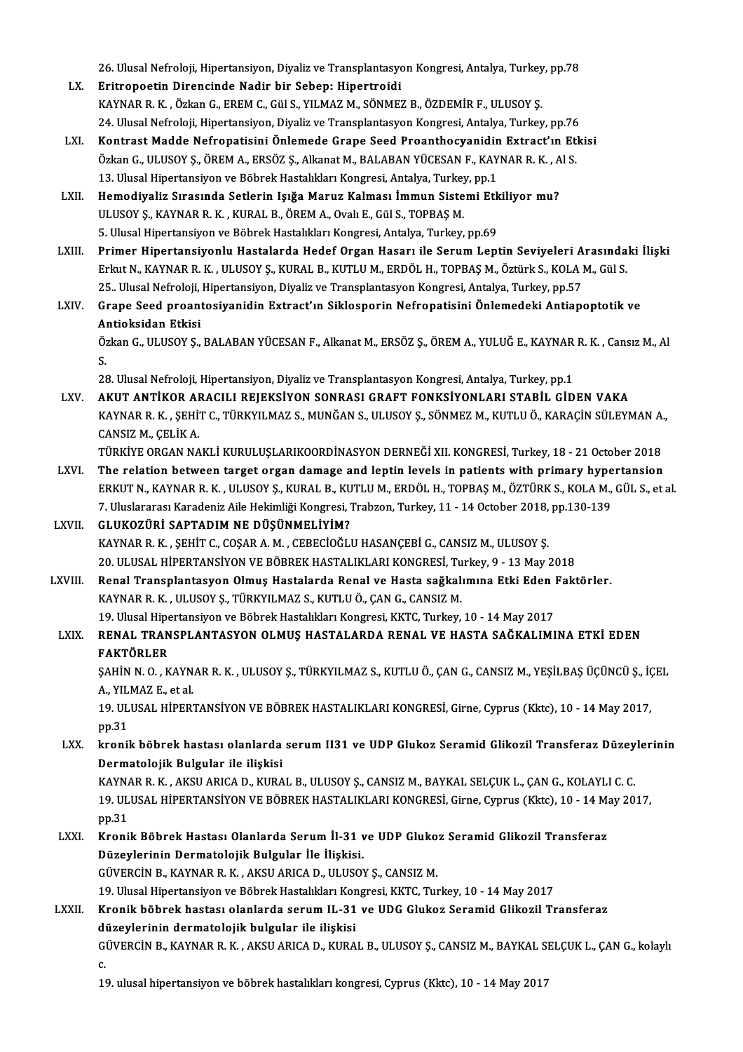26. Ulusal Nefroloji, Hipertansiyon, Diyaliz ve Transplantasyon Kongresi, Antalya, Turkey, pp.78

LX. **Eritropoetin Direncinde Nadir bir Sebep: Hipertroidi**
KAYNAR R. K. , Özkan G., EREM C., Gül S., YILMAZ M., SÖNMEZ B., ÖZDEMİR F., ULUSOY Ş.
24. Ulusal Nefroloji, Hipertansiyon, Diyaliz ve Transplantasyon Kongresi, Antalya, Turkey, pp.76

LXI. **Kontrast Madde Nefropatisini Önlemede Grape Seed Proanthocyanidin Extract'ın Etkisi**
Özkan G., ULUSOY Ş., ÖREM A., ERSÖZ Ş., Alkanat M., BALABAN YÜCESAN F., KAYNAR R. K. , Al S.
13. Ulusal Hipertansiyon ve Böbrek Hastalıkları Kongresi, Antalya, Turkey, pp.1

LXII. **Hemodiyaliz Sırasında Setlerin Işığa Maruz Kalması İmmun Sistemi Etkiliyor mu?**
ULUSOY Ş., KAYNAR R. K. , KURAL B., ÖREM A., Ovalı E., Gül S., TOPBAŞ M.
5. Ulusal Hipertansiyon ve Böbrek Hastalıkları Kongresi, Antalya, Turkey, pp.69

LXIII. **Primer Hipertansiyonlu Hastalarda Hedef Organ Hasarı ile Serum Leptin Seviyeleri Arasındaki İlişki**
Erkut N., KAYNAR R. K. , ULUSOY Ş., KURAL B., KUTLU M., ERDÖL H., TOPBAŞ M., Öztürk S., KOLA M., Gül S.
25.. Ulusal Nefroloji, Hipertansiyon, Diyaliz ve Transplantasyon Kongresi, Antalya, Turkey, pp.57

LXIV. **Grape Seed proantosiyanidin Extract'ın Siklosporin Nefropatisini Önlemedeki Antiapoptotik ve Antioksidan Etkisi**
Özkan G., ULUSOY Ş., BALABAN YÜCESAN F., Alkanat M., ERSÖZ Ş., ÖREM A., YULUĞ E., KAYNAR R. K. , Cansız M., Al S.
28. Ulusal Nefroloji, Hipertansiyon, Diyaliz ve Transplantasyon Kongresi, Antalya, Turkey, pp.1

LXV. **AKUT ANTİKOR ARACILI REJEKSİYON SONRASI GRAFT FONKSİYONLARI STABİL GİDEN VAKA**
KAYNAR R. K. , ŞEHİT C., TÜRKYILMAZ S., MUNĞAN S., ULUSOY Ş., SÖNMEZ M., KUTLU Ö., KARAÇİN SÜLEYMAN A., CANSIZ M., ÇELİK A.
TÜRKİYE ORGAN NAKLİ KURULUŞLARIKOORDİNASYON DERNEĞİ XII. KONGRESİ, Turkey, 18 - 21 October 2018

LXVI. **The relation between target organ damage and leptin levels in patients with primary hypertension**
ERKUT N., KAYNAR R. K. , ULUSOY Ş., KURAL B., KUTLU M., ERDÖL H., TOPBAŞ M., ÖZTÜRK S., KOLA M., GÜL S., et al.
7. Uluslararası Karadeniz Aile Hekimliği Kongresi, Trabzon, Turkey, 11 - 14 October 2018, pp.130-139

LXVII. **GLUKOZÜRİ SAPTADIM NE DÜŞÜNMELİYİM?**
KAYNAR R. K. , ŞEHİT C., COŞAR A. M. , CEBECİOĞLU HASANÇEBİ G., CANSIZ M., ULUSOY Ş.
20. ULUSAL HİPERTANSİYON VE BÖBREK HASTALIKLARI KONGRESİ, Turkey, 9 - 13 May 2018

LXVIII. **Renal Transplantasyon Olmuş Hastalarda Renal ve Hasta sağkalımına Etki Eden Faktörler.**
KAYNAR R. K. , ULUSOY Ş., TÜRKYILMAZ S., KUTLU Ö., ÇAN G., CANSIZ M.
19. Ulusal Hipertansiyon ve Böbrek Hastalıkları Kongresi, KKTC, Turkey, 10 - 14 May 2017

LXIX. **RENAL TRANSPLANTASYON OLMUŞ HASTALARDA RENAL VE HASTA SAĞKALIMINA ETKİ EDEN FAKTÖRLER**
ŞAHİN N. O. , KAYNAR R. K. , ULUSOY Ş., TÜRKYILMAZ S., KUTLU Ö., ÇAN G., CANSIZ M., YEŞİLBAŞ ÜÇÜNCÜ Ş., İÇEL A., YILMAZ E., et al.
19. ULUSAL HİPERTANSİYON VE BÖBREK HASTALIKLARI KONGRESİ, Girne, Cyprus (Kktc), 10 - 14 May 2017, pp.31

LXX. **kronik böbrek hastası olanlarda serum Il31 ve UDP Glukoz Seramid Glikozil Transferaz Düzeylerinin Dermatolojik Bulgular ile ilişkisi**
KAYNAR R. K. , AKSU ARICA D., KURAL B., ULUSOY Ş., CANSIZ M., BAYKAL SELÇUK L., ÇAN G., KOLAYLI C. C.
19. ULUSAL HİPERTANSİYON VE BÖBREK HASTALIKLARI KONGRESİ, Girne, Cyprus (Kktc), 10 - 14 May 2017, pp.31

LXXI. **Kronik Böbrek Hastası Olanlarda Serum İl-31 ve UDP Glukoz Seramid Glikozil Transferaz Düzeylerinin Dermatolojik Bulgular İle İlişkisi.**
GÜVERCİN B., KAYNAR R. K. , AKSU ARICA D., ULUSOY Ş., CANSIZ M.
19. Ulusal Hipertansiyon ve Böbrek Hastalıkları Kongresi, KKTC, Turkey, 10 - 14 May 2017

LXXII. **Kronik böbrek hastası olanlarda serum IL-31 ve UDG Glukoz Seramid Glikozil Transferaz düzeylerinin dermatolojik bulgular ile ilişkisi**
GÜVERCİN B., KAYNAR R. K. , AKSU ARICA D., KURAL B., ULUSOY Ş., CANSIZ M., BAYKAL SELÇUK L., ÇAN G., kolaylı c.
19. ulusal hipertansiyon ve böbrek hastalıkları kongresi, Cyprus (Kktc), 10 - 14 May 2017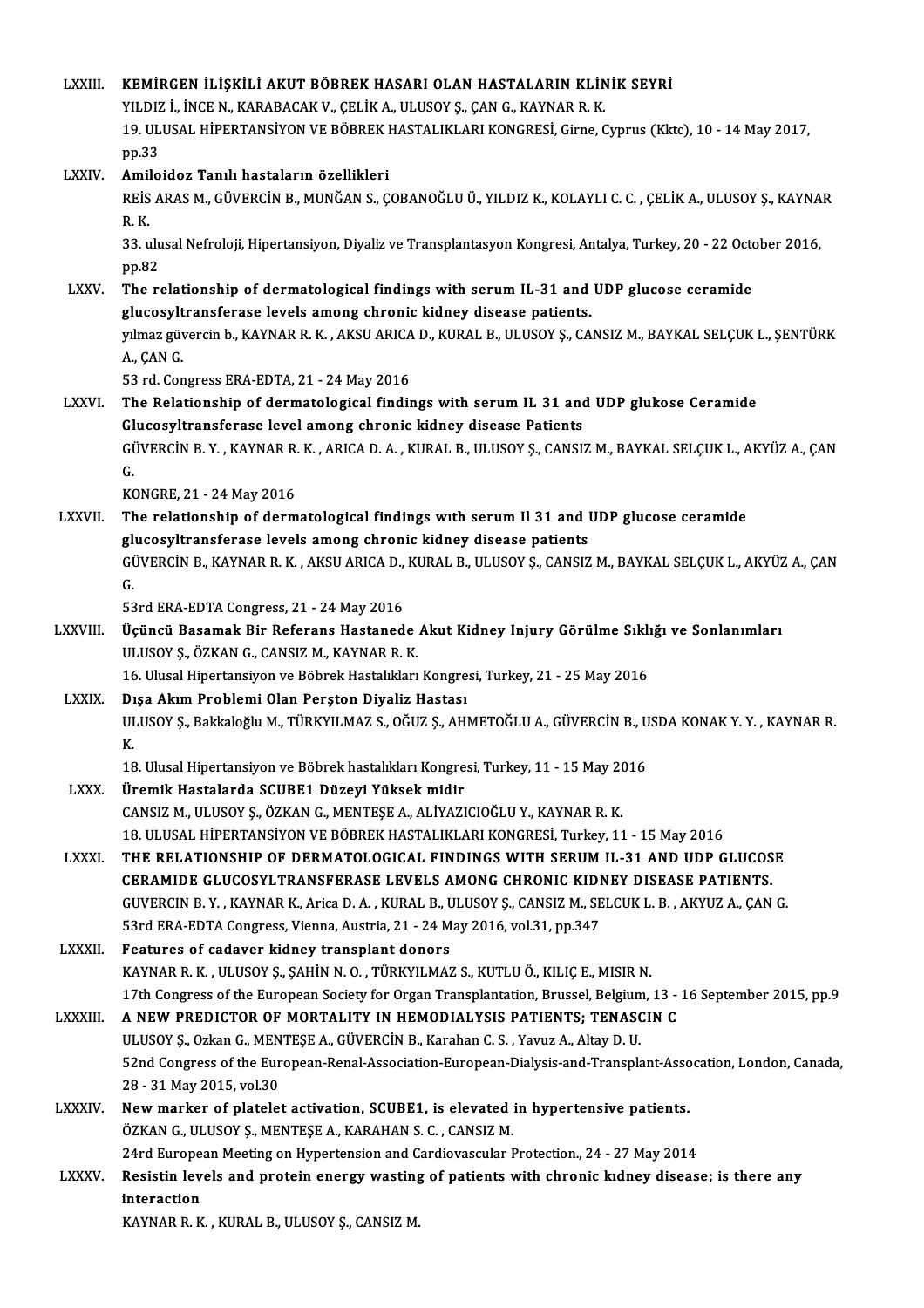LXXIII. **KEMİRGEN İLİŞKİLİ AKUT BÖBREK HASARI OLAN HASTALARIN KLİNİK SEYRİ**
YILDIZ İ., İNCE N., KARABACAK V., ÇELİK A., ULUSOY Ş., ÇAN G., KAYNAR R. K.
19. ULUSAL HİPERTANSİYON VE BÖBREK HASTALIKLARI KONGRESİ, Girne, Cyprus (Kktc), 10 - 14 May 2017, pp.33

LXXIV. **Amiloidoz Tanılı hastaların özellikleri**
REİS ARAS M., GÜVERCİN B., MUNĞAN S., ÇOBANOĞLU Ü., YILDIZ K., KOLAYLI C. C. , ÇELİK A., ULUSOY Ş., KAYNAR R. K.
33. ulusal Nefroloji, Hipertansiyon, Diyaliz ve Transplantasyon Kongresi, Antalya, Turkey, 20 - 22 October 2016, pp.82

LXXV. **The relationship of dermatological findings with serum IL-31 and UDP glucose ceramide glucosyltransferase levels among chronic kidney disease patients.**
yılmaz güvercin b., KAYNAR R. K. , AKSU ARICA D., KURAL B., ULUSOY Ş., CANSIZ M., BAYKAL SELÇUK L., ŞENTÜRK A., ÇAN G.
53 rd. Congress ERA-EDTA, 21 - 24 May 2016

LXXVI. **The Relationship of dermatological findings with serum IL 31 and UDP glukose Ceramide Glucosyltransferase level among chronic kidney disease Patients**
GÜVERCİN B. Y. , KAYNAR R. K. , ARICA D. A. , KURAL B., ULUSOY Ş., CANSIZ M., BAYKAL SELÇUK L., AKYÜZ A., ÇAN G.
KONGRE, 21 - 24 May 2016

LXXVII. **The relationship of dermatological findings wıth serum Il 31 and UDP glucose ceramide glucosyltransferase levels among chronic kidney disease patients**
GÜVERCİN B., KAYNAR R. K. , AKSU ARICA D., KURAL B., ULUSOY Ş., CANSIZ M., BAYKAL SELÇUK L., AKYÜZ A., ÇAN G.
53rd ERA-EDTA Congress, 21 - 24 May 2016

LXXVIII. **Üçüncü Basamak Bir Referans Hastanede Akut Kidney Injury Görülme Sıklığı ve Sonlanımları**
ULUSOY Ş., ÖZKAN G., CANSIZ M., KAYNAR R. K.
16. Ulusal Hipertansiyon ve Böbrek Hastalıkları Kongresi, Turkey, 21 - 25 May 2016

LXXIX. **Dışa Akım Problemi Olan Perşton Diyaliz Hastası**
ULUSOY Ş., Bakkaloğlu M., TÜRKYILMAZ S., OĞUZ Ş., AHMETOĞLU A., GÜVERCİN B., USDA KONAK Y. Y. , KAYNAR R. K.
18. Ulusal Hipertansiyon ve Böbrek hastalıkları Kongresi, Turkey, 11 - 15 May 2016

LXXX. **Üremik Hastalarda SCUBE1 Düzeyi Yüksek midir**
CANSIZ M., ULUSOY Ş., ÖZKAN G., MENTEŞE A., ALİYAZICIOĞLU Y., KAYNAR R. K.
18. ULUSAL HİPERTANSİYON VE BÖBREK HASTALIKLARI KONGRESİ, Turkey, 11 - 15 May 2016

LXXXI. **THE RELATIONSHIP OF DERMATOLOGICAL FINDINGS WITH SERUM IL-31 AND UDP GLUCOSE CERAMIDE GLUCOSYLTRANSFERASE LEVELS AMONG CHRONIC KIDNEY DISEASE PATIENTS.**
GUVERCIN B. Y. , KAYNAR K., Arica D. A. , KURAL B., ULUSOY Ş., CANSIZ M., SELCUK L. B. , AKYUZ A., ÇAN G.
53rd ERA-EDTA Congress, Vienna, Austria, 21 - 24 May 2016, vol.31, pp.347

LXXXII. **Features of cadaver kidney transplant donors**
KAYNAR R. K. , ULUSOY Ş., ŞAHİN N. O. , TÜRKYILMAZ S., KUTLU Ö., KILIÇ E., MISIR N.
17th Congress of the European Society for Organ Transplantation, Brussel, Belgium, 13 - 16 September 2015, pp.9

LXXXIII. **A NEW PREDICTOR OF MORTALITY IN HEMODIALYSIS PATIENTS; TENASCIN C**
ULUSOY Ş., Ozkan G., MENTEŞE A., GÜVERCİN B., Karahan C. S. , Yavuz A., Altay D. U.
52nd Congress of the European-Renal-Association-European-Dialysis-and-Transplant-Assocation, London, Canada, 28 - 31 May 2015, vol.30

LXXXIV. **New marker of platelet activation, SCUBE1, is elevated in hypertensive patients.**
ÖZKAN G., ULUSOY Ş., MENTEŞE A., KARAHAN S. C. , CANSIZ M.
24rd European Meeting on Hypertension and Cardiovascular Protection., 24 - 27 May 2014

LXXXV. **Resistin levels and protein energy wasting of patients with chronic kıdney disease; is there any interaction**
KAYNAR R. K. , KURAL B., ULUSOY Ş., CANSIZ M.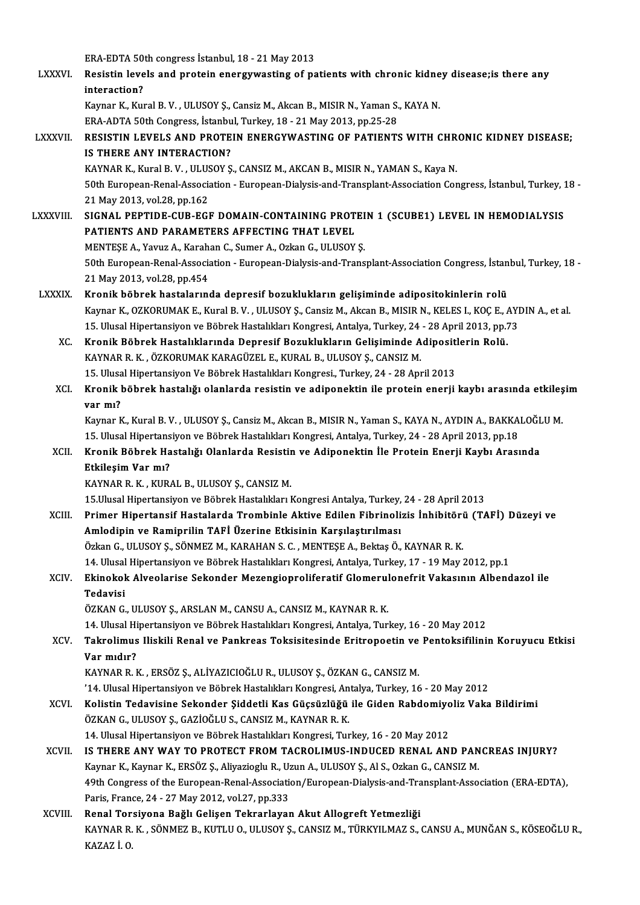ERA-EDTA 50th congress İstanbul, 18 - 21 May 2013

LXXXVI. **Resistin levels and protein energywasting of patients with chronic kidney disease;is there any interaction?**
Kaynar K., Kural B. V. , ULUSOY Ş., Cansiz M., Akcan B., MISIR N., Yaman S., KAYA N.
ERA-ADTA 50th Congress, İstanbul, Turkey, 18 - 21 May 2013, pp.25-28

LXXXVII. **RESISTIN LEVELS AND PROTEIN ENERGYWASTING OF PATIENTS WITH CHRONIC KIDNEY DISEASE; IS THERE ANY INTERACTION?**
KAYNAR K., Kural B. V. , ULUSOY Ş., CANSIZ M., AKCAN B., MISIR N., YAMAN S., Kaya N.
50th European-Renal-Association - European-Dialysis-and-Transplant-Association Congress, İstanbul, Turkey, 18 - 21 May 2013, vol.28, pp.162

LXXXVIII. **SIGNAL PEPTIDE-CUB-EGF DOMAIN-CONTAINING PROTEIN 1 (SCUBE1) LEVEL IN HEMODIALYSIS PATIENTS AND PARAMETERS AFFECTING THAT LEVEL**
MENTEŞE A., Yavuz A., Karahan C., Sumer A., Ozkan G., ULUSOY Ş.
50th European-Renal-Association - European-Dialysis-and-Transplant-Association Congress, İstanbul, Turkey, 18 - 21 May 2013, vol.28, pp.454

LXXXIX. **Kronik böbrek hastalarında depresif bozuklukların gelişiminde adipositokinlerin rolü**
Kaynar K., OZKORUMAK E., Kural B. V. , ULUSOY Ş., Cansiz M., Akcan B., MISIR N., KELES I., KOÇ E., AYDIN A., et al.
15. Ulusal Hipertansiyon ve Böbrek Hastalıkları Kongresi, Antalya, Turkey, 24 - 28 April 2013, pp.73

XC. **Kronik Böbrek Hastalıklarında Depresif Bozuklukların Gelişiminde Adipositlerin Rolü.**
KAYNAR R. K. , ÖZKORUMAK KARAGÜZEL E., KURAL B., ULUSOY Ş., CANSIZ M.
15. Ulusal Hipertansiyon Ve Böbrek Hastalıkları Kongresi., Turkey, 24 - 28 April 2013

XCI. **Kronik böbrek hastalığı olanlarda resistin ve adiponektin ile protein enerji kaybı arasında etkileşim var mı?**
Kaynar K., Kural B. V. , ULUSOY Ş., Cansiz M., Akcan B., MISIR N., Yaman S., KAYA N., AYDIN A., BAKKALOĞLU M.
15. Ulusal Hipertansiyon ve Böbrek Hastalıkları Kongresi, Antalya, Turkey, 24 - 28 April 2013, pp.18

XCII. **Kronik Böbrek Hastalığı Olanlarda Resistin ve Adiponektin İle Protein Enerji Kaybı Arasında Etkileşim Var mı?**
KAYNAR R. K. , KURAL B., ULUSOY Ş., CANSIZ M.
15.Ulusal Hipertansiyon ve Böbrek Hastalıkları Kongresi Antalya, Turkey, 24 - 28 April 2013

XCIII. **Primer Hipertansif Hastalarda Trombinle Aktive Edilen Fibrinolizis İnhibitörü (TAFİ) Düzeyi ve Amlodipin ve Ramiprilin TAFİ Üzerine Etkisinin Karşılaştırılması**
Özkan G., ULUSOY Ş., SÖNMEZ M., KARAHAN S. C. , MENTEŞE A., Bektaş Ö., KAYNAR R. K.
14. Ulusal Hipertansiyon ve Böbrek Hastalıkları Kongresi, Antalya, Turkey, 17 - 19 May 2012, pp.1

XCIV. **Ekinokok Alveolarise Sekonder Mezengioproliferatif Glomerulonefrit Vakasının Albendazol ile Tedavisi**
ÖZKAN G., ULUSOY Ş., ARSLAN M., CANSU A., CANSIZ M., KAYNAR R. K.
14. Ulusal Hipertansiyon ve Böbrek Hastalıkları Kongresi, Antalya, Turkey, 16 - 20 May 2012

XCV. **Takrolimus Iliskili Renal ve Pankreas Toksisitesinde Eritropoetin ve Pentoksifilinin Koruyucu Etkisi Var mıdır?**
KAYNAR R. K. , ERSÖZ Ş., ALİYAZICIOĞLU R., ULUSOY Ş., ÖZKAN G., CANSIZ M.
'14. Ulusal Hipertansiyon ve Böbrek Hastalıkları Kongresi, Antalya, Turkey, 16 - 20 May 2012

XCVI. **Kolistin Tedavisine Sekonder Şiddetli Kas Güçsüzlüğü ile Giden Rabdomiyoliz Vaka Bildirimi**
ÖZKAN G., ULUSOY Ş., GAZİOĞLU S., CANSIZ M., KAYNAR R. K.
14. Ulusal Hipertansiyon ve Böbrek Hastalıkları Kongresi, Turkey, 16 - 20 May 2012

XCVII. **IS THERE ANY WAY TO PROTECT FROM TACROLIMUS-INDUCED RENAL AND PANCREAS INJURY?**
Kaynar K., Kaynar K., ERSÖZ Ş., Aliyazioglu R., Uzun A., ULUSOY Ş., Al S., Ozkan G., CANSIZ M.
49th Congress of the European-Renal-Association/European-Dialysis-and-Transplant-Association (ERA-EDTA), Paris, France, 24 - 27 May 2012, vol.27, pp.333

XCVIII. **Renal Torsiyona Bağlı Gelişen Tekrarlayan Akut Allogreft Yetmezliği**
KAYNAR R. K. , SÖNMEZ B., KUTLU O., ULUSOY Ş., CANSIZ M., TÜRKYILMAZ S., CANSU A., MUNĞAN S., KÖSEOĞLU R., KAZAZ İ. O.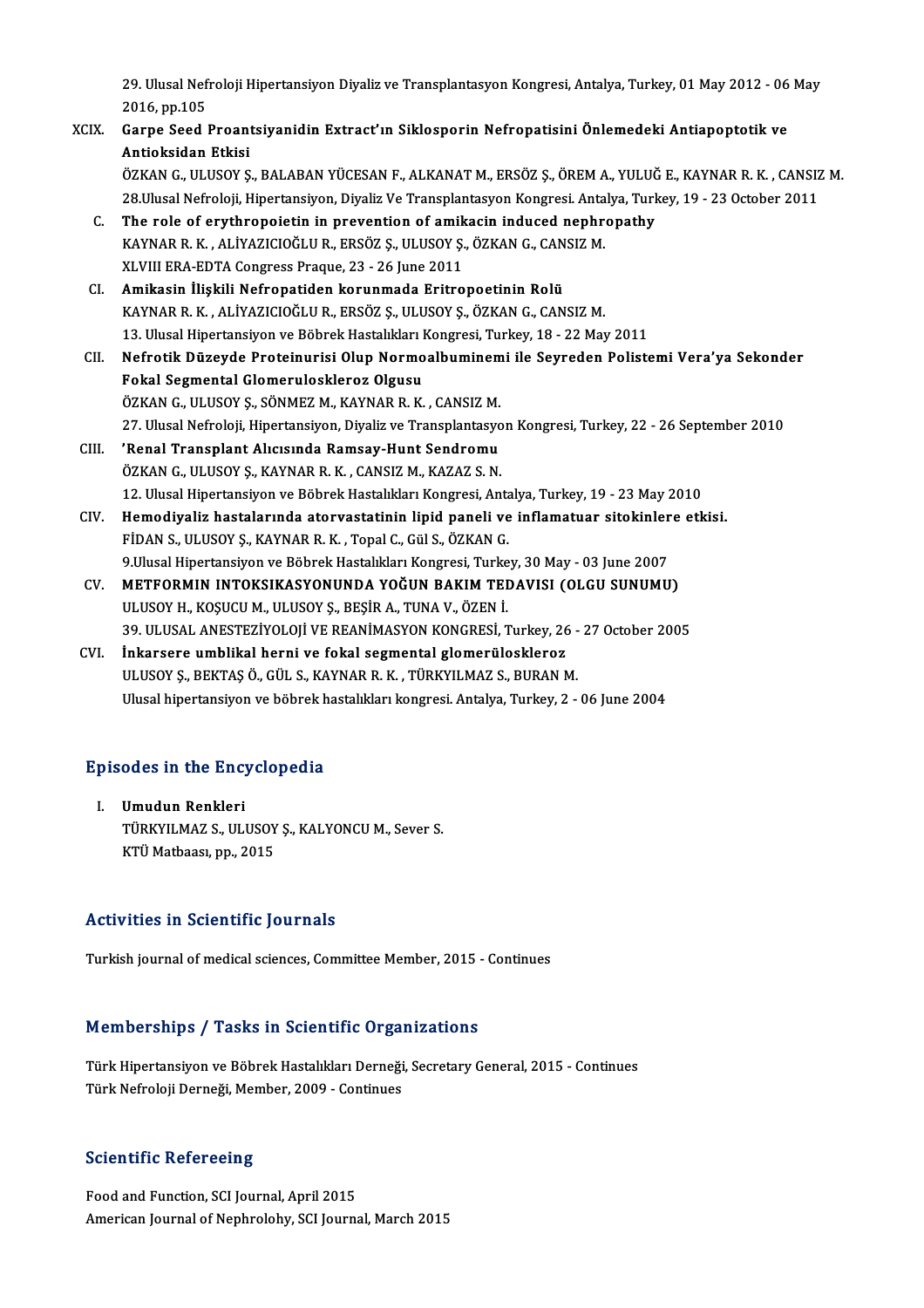29. Ulusal Nefroloji Hipertansiyon Diyaliz ve Transplantasyon Kongresi, Antalya, Turkey, 01 May 2012 - 06 May 2016, pp.105

XCIX. **Garpe Seed Proantsiyanidin Extract'ın Siklosporin Nefropatisini Önlemedeki Antiapoptotik ve Antioksidan Etkisi**
ÖZKAN G., ULUSOY Ş., BALABAN YÜCESAN F., ALKANAT M., ERSÖZ Ş., ÖREM A., YULUĞ E., KAYNAR R. K. , CANSIZ M.
28.Ulusal Nefroloji, Hipertansiyon, Diyaliz Ve Transplantasyon Kongresi. Antalya, Turkey, 19 - 23 October 2011

C. **The role of erythropoietin in prevention of amikacin induced nephropathy**
KAYNAR R. K. , ALİYAZICIOĞLU R., ERSÖZ Ş., ULUSOY Ş., ÖZKAN G., CANSIZ M.
XLVIII ERA-EDTA Congress Praque, 23 - 26 June 2011

CI. **Amikasin İlişkili Nefropatiden korunmada Eritropoetinin Rolü**
KAYNAR R. K. , ALİYAZICIOĞLU R., ERSÖZ Ş., ULUSOY Ş., ÖZKAN G., CANSIZ M.
13. Ulusal Hipertansiyon ve Böbrek Hastalıkları Kongresi, Turkey, 18 - 22 May 2011

CII. **Nefrotik Düzeyde Proteinurisi Olup Normoalbuminemi ile Seyreden Polistemi Vera'ya Sekonder Fokal Segmental Glomeruloskleroz Olgusu**
ÖZKAN G., ULUSOY Ş., SÖNMEZ M., KAYNAR R. K. , CANSIZ M.
27. Ulusal Nefroloji, Hipertansiyon, Diyaliz ve Transplantasyon Kongresi, Turkey, 22 - 26 September 2010

CIII. **'Renal Transplant Alıcısında Ramsay-Hunt Sendromu**
ÖZKAN G., ULUSOY Ş., KAYNAR R. K. , CANSIZ M., KAZAZ S. N.
12. Ulusal Hipertansiyon ve Böbrek Hastalıkları Kongresi, Antalya, Turkey, 19 - 23 May 2010

CIV. **Hemodiyaliz hastalarında atorvastatinin lipid paneli ve inflamatuar sitokinlere etkisi.**
FİDAN S., ULUSOY Ş., KAYNAR R. K. , Topal C., Gül S., ÖZKAN G.
9.Ulusal Hipertansiyon ve Böbrek Hastalıkları Kongresi, Turkey, 30 May - 03 June 2007

CV. **METFORMIN INTOKSIKASYONUNDA YOĞUN BAKIM TEDAVISI (OLGU SUNUMU)**
ULUSOY H., KOŞUCU M., ULUSOY Ş., BEŞİR A., TUNA V., ÖZEN İ.
39. ULUSAL ANESTEZİYOLOJİ VE REANİMASYON KONGRESİ, Turkey, 26 - 27 October 2005

CVI. **İnkarsere umblikal herni ve fokal segmental glomerüloskleroz**
ULUSOY Ş., BEKTAŞ Ö., GÜL S., KAYNAR R. K. , TÜRKYILMAZ S., BURAN M.
Ulusal hipertansiyon ve böbrek hastalıkları kongresi. Antalya, Turkey, 2 - 06 June 2004

## Episodes in the Encyclopedia

I. **Umudun Renkleri**
TÜRKYILMAZ S., ULUSOY Ş., KALYONCU M., Sever S.
KTÜ Matbaası, pp., 2015

## Activities in Scientific Journals

Turkish journal of medical sciences, Committee Member, 2015 - Continues

## Memberships / Tasks in Scientific Organizations

Türk Hipertansiyon ve Böbrek Hastalıkları Derneği, Secretary General, 2015 - Continues
Türk Nefroloji Derneği, Member, 2009 - Continues

## Scientific Refereeing

Food and Function, SCI Journal, April 2015
American Journal of Nephrolohy, SCI Journal, March 2015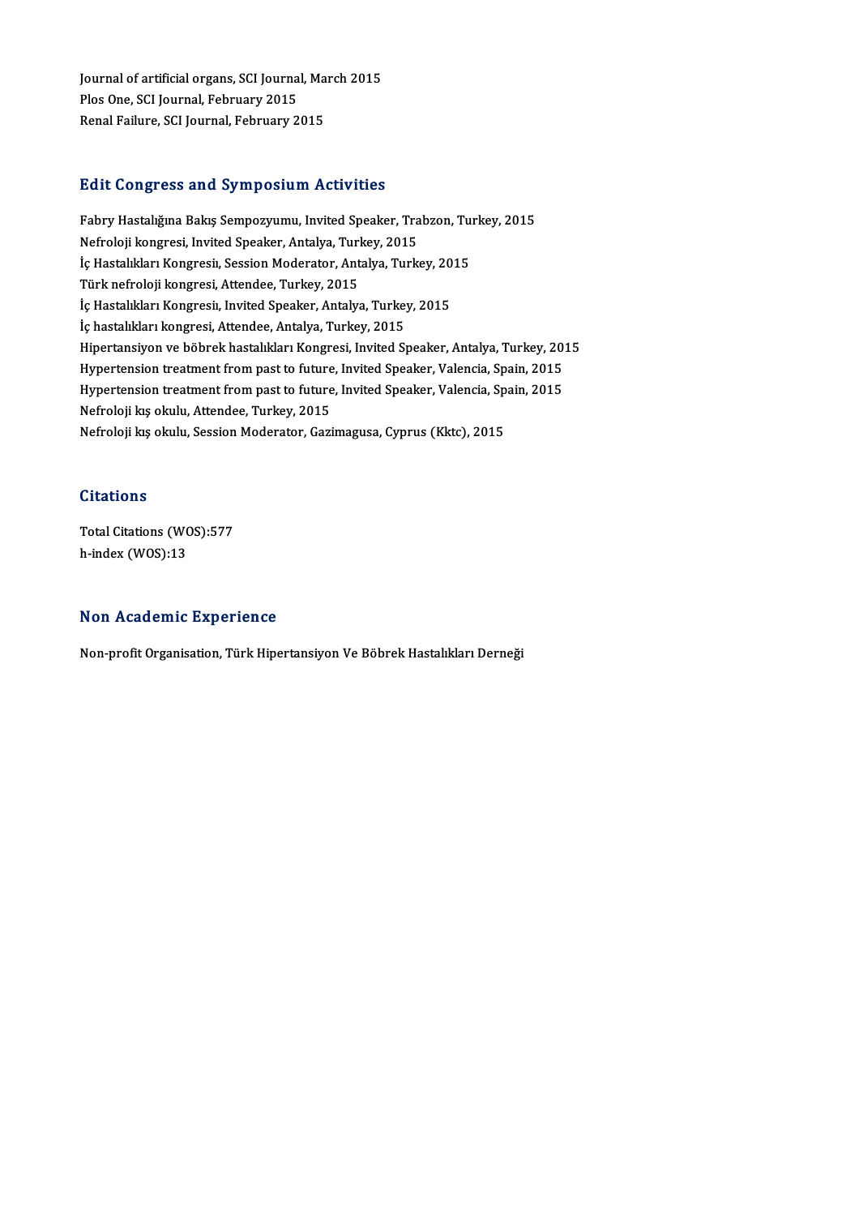Journal of artificial organs, SCI Journal, March 2015
Plos One, SCI Journal, February 2015
Renal Failure, SCI Journal, February 2015

## Edit Congress and Symposium Activities

Fabry Hastalığına Bakış Sempozyumu, Invited Speaker, Trabzon, Turkey, 2015
Nefroloji kongresi, Invited Speaker, Antalya, Turkey, 2015
İç Hastalıkları Kongresıı, Session Moderator, Antalya, Turkey, 2015
Türk nefroloji kongresi, Attendee, Turkey, 2015
İç Hastalıkları Kongresıı, Invited Speaker, Antalya, Turkey, 2015
İç hastalıkları kongresi, Attendee, Antalya, Turkey, 2015
Hipertansiyon ve böbrek hastalıkları Kongresi, Invited Speaker, Antalya, Turkey, 2015
Hypertension treatment from past to future, Invited Speaker, Valencia, Spain, 2015
Hypertension treatment from past to future, Invited Speaker, Valencia, Spain, 2015
Nefroloji kış okulu, Attendee, Turkey, 2015
Nefroloji kış okulu, Session Moderator, Gazimagusa, Cyprus (Kktc), 2015

## Citations

Total Citations (WOS):577
h-index (WOS):13

## Non Academic Experience

Non-profit Organisation, Türk Hipertansiyon Ve Böbrek Hastalıkları Derneği